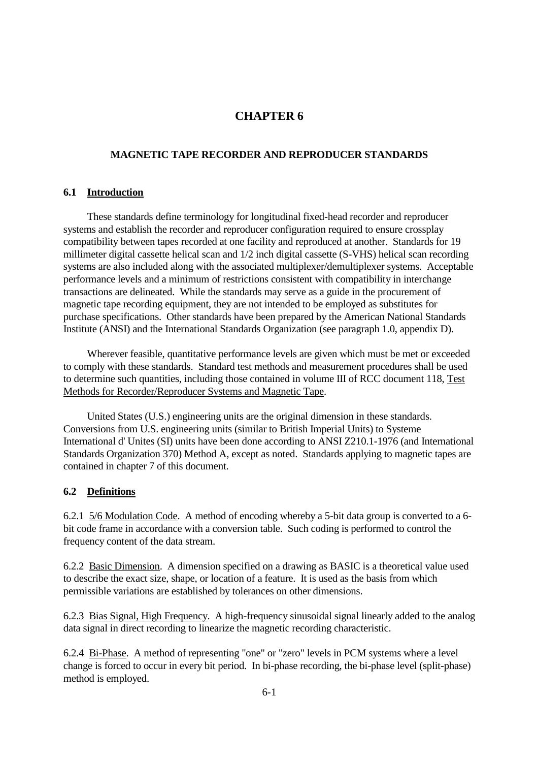# CHAPTER 6

## MAGNETIC TAPE RECORDER AND REPRODUCER STANDARDS

### 6.1 Introduction

These standards define terminology for longitudinal fixed-head recorder and reproducer systems and establish the recorder and reproducer configuration required to ensure crossplay compatibility between tapes recorded at one facility and reproduced at another. Standards for 19 millimeter digital cassette helical scan and 1/2 inch digital cassette (S-VHS) helical scan recording systems are also included along with the associated multiplexer/demultiplexer systems. Acceptable performance levels and a minimum of restrictions consistent with compatibility in interchange transactions are delineated. While the standards may serve as a guide in the procurement of magnetic tape recording equipment, they are not intended to be employed as substitutes for purchase specifications. Other standards have been prepared by the American National Standards Institute (ANSI) and the International Standards Organization (see paragraph 1.0, appendix D).

Wherever feasible, quantitative performance levels are given which must be met or exceeded to comply with these standards. Standard test methods and measurement procedures shall be used to determine such quantities, including those contained in volume III of RCC document 118, Test Methods for Recorder/Reproducer Systems and Magnetic Tape.

United States (U.S.) engineering units are the original dimension in these standards. Conversions from U.S. engineering units (similar to British Imperial Units) to Systeme International d' Unites (SI) units have been done according to ANSI Z210.1-1976 (and International Standards Organization 370) Method A, except as noted. Standards applying to magnetic tapes are contained in chapter 7 of this document.

### 6.2 Definitions

6.2.1 5/6 Modulation Code. A method of encoding whereby a 5-bit data group is converted to a 6-bit code frame in accordance with a conversion table. Such coding is performed to control the frequency content of the data stream.

6.2.2 Basic Dimension. A dimension specified on a drawing as BASIC is a theoretical value used to describe the exact size, shape, or location of a feature. It is used as the basis from which permissible variations are established by tolerances on other dimensions.

6.2.3 Bias Signal, High Frequency. A high-frequency sinusoidal signal linearly added to the analog data signal in direct recording to linearize the magnetic recording characteristic.

6.2.4 Bi-Phase. A method of representing "one" or "zero" levels in PCM systems where a level change is forced to occur in every bit period. In bi-phase recording, the bi-phase level (split-phase) method is employed.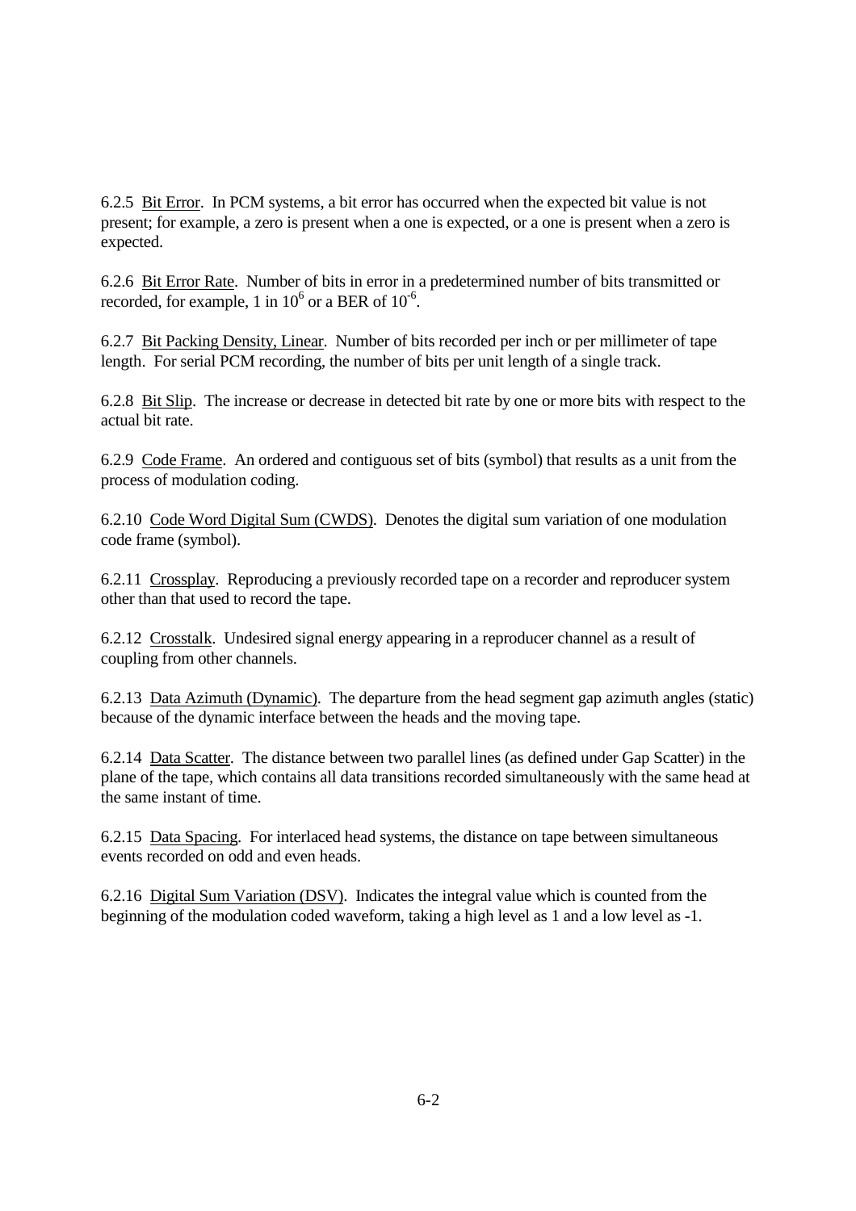6.2.5  Bit Error.  In PCM systems, a bit error has occurred when the expected bit value is not present; for example, a zero is present when a one is expected, or a one is present when a zero is expected.

6.2.6  Bit Error Rate.  Number of bits in error in a predetermined number of bits transmitted or recorded, for example, 1 in $10^6$ or a BER of $10^{-6}$.

6.2.7  Bit Packing Density, Linear.  Number of bits recorded per inch or per millimeter of tape length.  For serial PCM recording, the number of bits per unit length of a single track.

6.2.8  Bit Slip.  The increase or decrease in detected bit rate by one or more bits with respect to the actual bit rate.

6.2.9  Code Frame.  An ordered and contiguous set of bits (symbol) that results as a unit from the process of modulation coding.

6.2.10  Code Word Digital Sum (CWDS).  Denotes the digital sum variation of one modulation code frame (symbol).

6.2.11  Crossplay.  Reproducing a previously recorded tape on a recorder and reproducer system other than that used to record the tape.

6.2.12  Crosstalk.  Undesired signal energy appearing in a reproducer channel as a result of coupling from other channels.

6.2.13  Data Azimuth (Dynamic).  The departure from the head segment gap azimuth angles (static) because of the dynamic interface between the heads and the moving tape.

6.2.14  Data Scatter.  The distance between two parallel lines (as defined under Gap Scatter) in the plane of the tape, which contains all data transitions recorded simultaneously with the same head at the same instant of time.

6.2.15  Data Spacing.  For interlaced head systems, the distance on tape between simultaneous events recorded on odd and even heads.

6.2.16  Digital Sum Variation (DSV).  Indicates the integral value which is counted from the beginning of the modulation coded waveform, taking a high level as 1 and a low level as -1.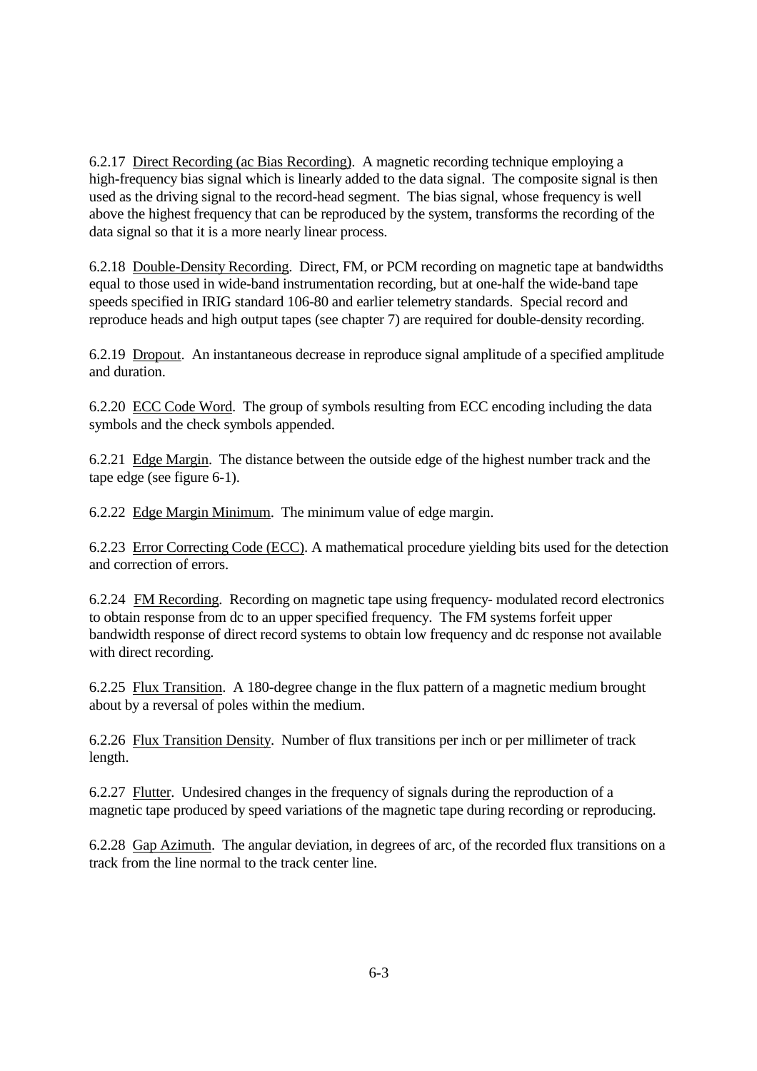6.2.17 Direct Recording (ac Bias Recording). A magnetic recording technique employing a high-frequency bias signal which is linearly added to the data signal. The composite signal is then used as the driving signal to the record-head segment. The bias signal, whose frequency is well above the highest frequency that can be reproduced by the system, transforms the recording of the data signal so that it is a more nearly linear process.

6.2.18 Double-Density Recording. Direct, FM, or PCM recording on magnetic tape at bandwidths equal to those used in wide-band instrumentation recording, but at one-half the wide-band tape speeds specified in IRIG standard 106-80 and earlier telemetry standards. Special record and reproduce heads and high output tapes (see chapter 7) are required for double-density recording.

6.2.19 Dropout. An instantaneous decrease in reproduce signal amplitude of a specified amplitude and duration.

6.2.20 ECC Code Word. The group of symbols resulting from ECC encoding including the data symbols and the check symbols appended.

6.2.21 Edge Margin. The distance between the outside edge of the highest number track and the tape edge (see figure 6-1).

6.2.22 Edge Margin Minimum. The minimum value of edge margin.

6.2.23 Error Correcting Code (ECC). A mathematical procedure yielding bits used for the detection and correction of errors.

6.2.24 FM Recording. Recording on magnetic tape using frequency- modulated record electronics to obtain response from dc to an upper specified frequency. The FM systems forfeit upper bandwidth response of direct record systems to obtain low frequency and dc response not available with direct recording.

6.2.25 Flux Transition. A 180-degree change in the flux pattern of a magnetic medium brought about by a reversal of poles within the medium.

6.2.26 Flux Transition Density. Number of flux transitions per inch or per millimeter of track length.

6.2.27 Flutter. Undesired changes in the frequency of signals during the reproduction of a magnetic tape produced by speed variations of the magnetic tape during recording or reproducing.

6.2.28 Gap Azimuth. The angular deviation, in degrees of arc, of the recorded flux transitions on a track from the line normal to the track center line.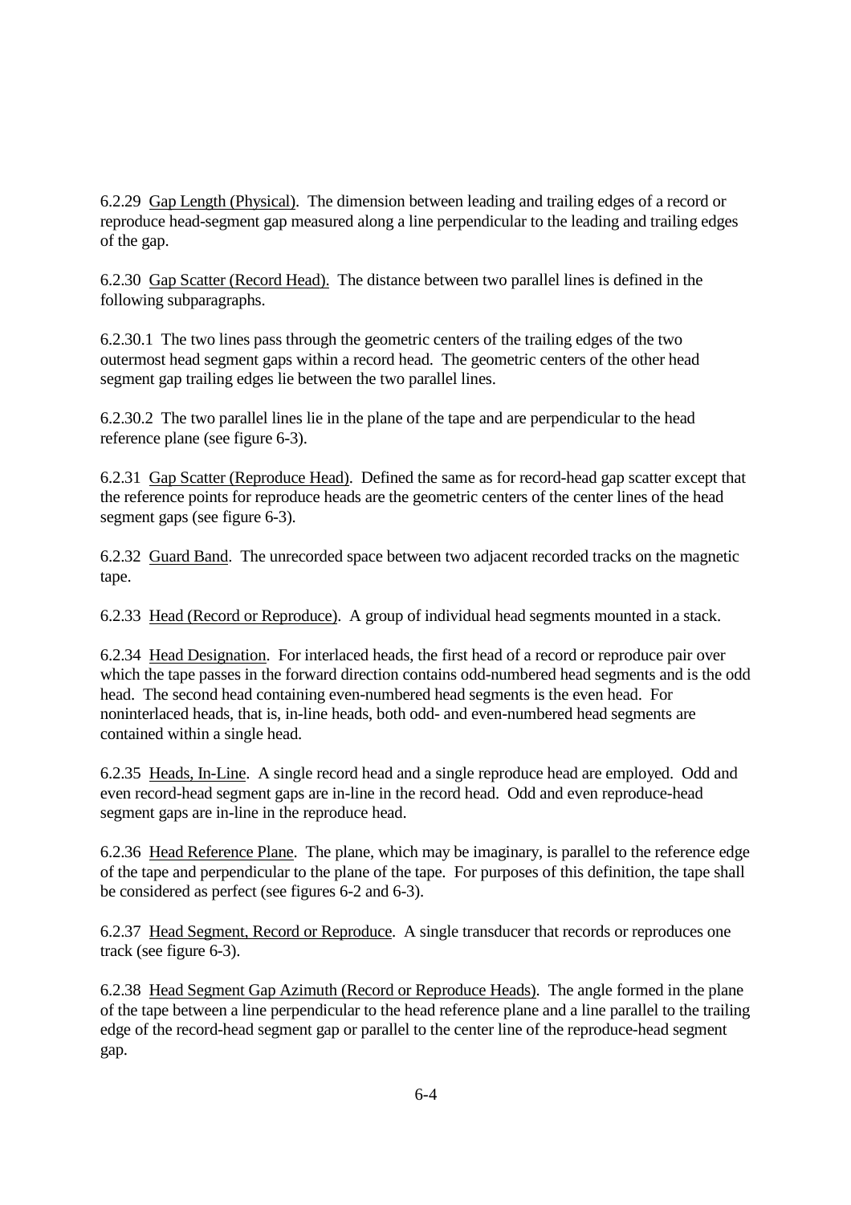6.2.29 Gap Length (Physical). The dimension between leading and trailing edges of a record or reproduce head-segment gap measured along a line perpendicular to the leading and trailing edges of the gap.

6.2.30 Gap Scatter (Record Head). The distance between two parallel lines is defined in the following subparagraphs.

6.2.30.1 The two lines pass through the geometric centers of the trailing edges of the two outermost head segment gaps within a record head. The geometric centers of the other head segment gap trailing edges lie between the two parallel lines.

6.2.30.2 The two parallel lines lie in the plane of the tape and are perpendicular to the head reference plane (see figure 6-3).

6.2.31 Gap Scatter (Reproduce Head). Defined the same as for record-head gap scatter except that the reference points for reproduce heads are the geometric centers of the center lines of the head segment gaps (see figure 6-3).

6.2.32 Guard Band. The unrecorded space between two adjacent recorded tracks on the magnetic tape.

6.2.33 Head (Record or Reproduce). A group of individual head segments mounted in a stack.

6.2.34 Head Designation. For interlaced heads, the first head of a record or reproduce pair over which the tape passes in the forward direction contains odd-numbered head segments and is the odd head. The second head containing even-numbered head segments is the even head. For noninterlaced heads, that is, in-line heads, both odd- and even-numbered head segments are contained within a single head.

6.2.35 Heads, In-Line. A single record head and a single reproduce head are employed. Odd and even record-head segment gaps are in-line in the record head. Odd and even reproduce-head segment gaps are in-line in the reproduce head.

6.2.36 Head Reference Plane. The plane, which may be imaginary, is parallel to the reference edge of the tape and perpendicular to the plane of the tape. For purposes of this definition, the tape shall be considered as perfect (see figures 6-2 and 6-3).

6.2.37 Head Segment, Record or Reproduce. A single transducer that records or reproduces one track (see figure 6-3).

6.2.38 Head Segment Gap Azimuth (Record or Reproduce Heads). The angle formed in the plane of the tape between a line perpendicular to the head reference plane and a line parallel to the trailing edge of the record-head segment gap or parallel to the center line of the reproduce-head segment gap.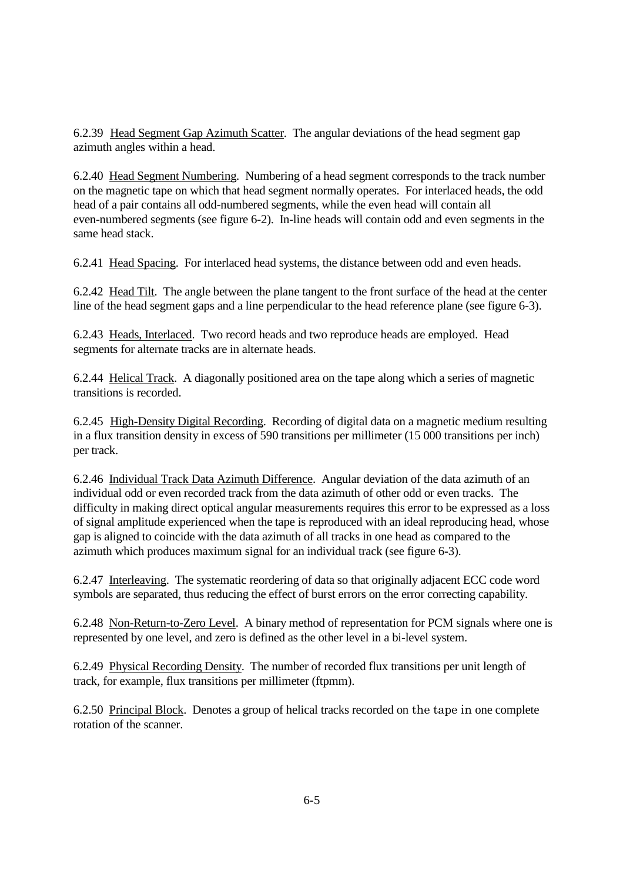6.2.39 Head Segment Gap Azimuth Scatter. The angular deviations of the head segment gap azimuth angles within a head.

6.2.40 Head Segment Numbering. Numbering of a head segment corresponds to the track number on the magnetic tape on which that head segment normally operates. For interlaced heads, the odd head of a pair contains all odd-numbered segments, while the even head will contain all even-numbered segments (see figure 6-2). In-line heads will contain odd and even segments in the same head stack.

6.2.41 Head Spacing. For interlaced head systems, the distance between odd and even heads.

6.2.42 Head Tilt. The angle between the plane tangent to the front surface of the head at the center line of the head segment gaps and a line perpendicular to the head reference plane (see figure 6-3).

6.2.43 Heads, Interlaced. Two record heads and two reproduce heads are employed. Head segments for alternate tracks are in alternate heads.

6.2.44 Helical Track. A diagonally positioned area on the tape along which a series of magnetic transitions is recorded.

6.2.45 High-Density Digital Recording. Recording of digital data on a magnetic medium resulting in a flux transition density in excess of 590 transitions per millimeter (15 000 transitions per inch) per track.

6.2.46 Individual Track Data Azimuth Difference. Angular deviation of the data azimuth of an individual odd or even recorded track from the data azimuth of other odd or even tracks. The difficulty in making direct optical angular measurements requires this error to be expressed as a loss of signal amplitude experienced when the tape is reproduced with an ideal reproducing head, whose gap is aligned to coincide with the data azimuth of all tracks in one head as compared to the azimuth which produces maximum signal for an individual track (see figure 6-3).

6.2.47 Interleaving. The systematic reordering of data so that originally adjacent ECC code word symbols are separated, thus reducing the effect of burst errors on the error correcting capability.

6.2.48 Non-Return-to-Zero Level. A binary method of representation for PCM signals where one is represented by one level, and zero is defined as the other level in a bi-level system.

6.2.49 Physical Recording Density. The number of recorded flux transitions per unit length of track, for example, flux transitions per millimeter (ftpmm).

6.2.50 Principal Block. Denotes a group of helical tracks recorded on the tape in one complete rotation of the scanner.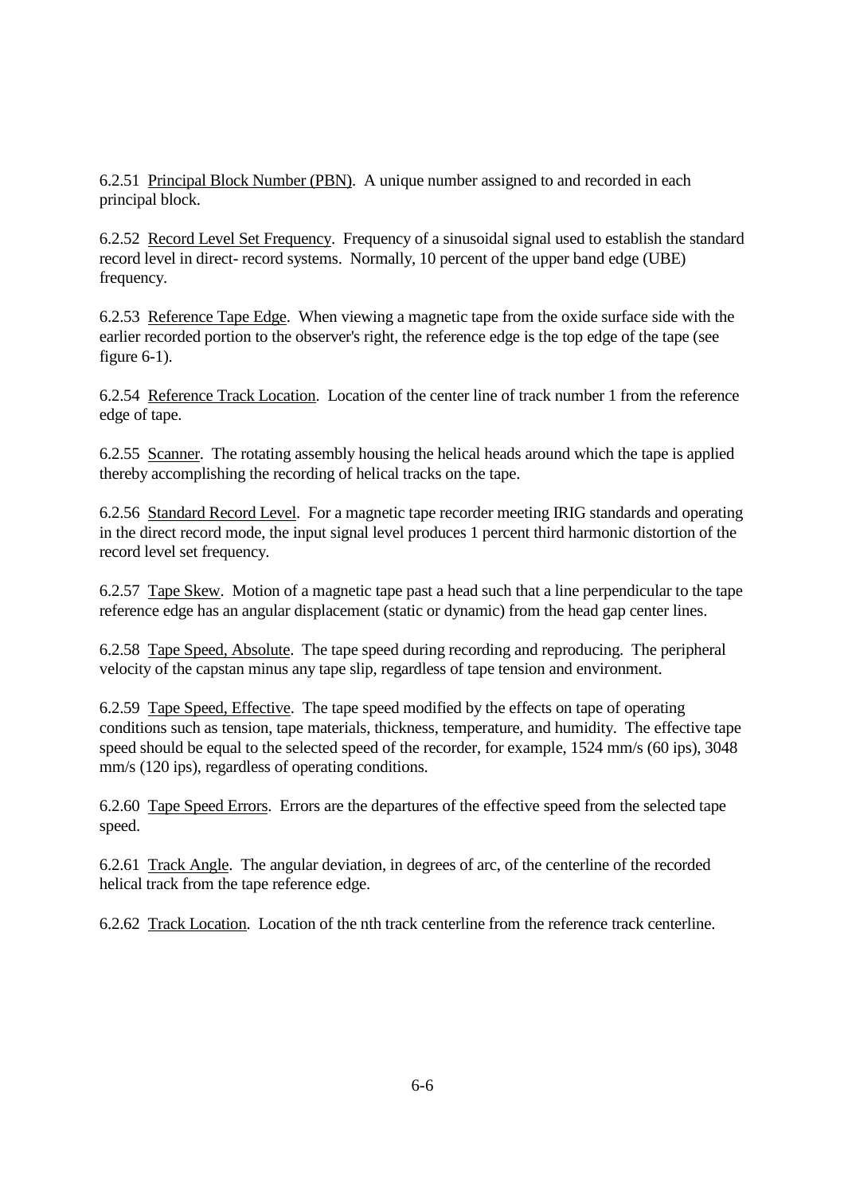6.2.51 Principal Block Number (PBN). A unique number assigned to and recorded in each principal block.

6.2.52 Record Level Set Frequency. Frequency of a sinusoidal signal used to establish the standard record level in direct- record systems. Normally, 10 percent of the upper band edge (UBE) frequency.

6.2.53 Reference Tape Edge. When viewing a magnetic tape from the oxide surface side with the earlier recorded portion to the observer's right, the reference edge is the top edge of the tape (see figure 6-1).

6.2.54 Reference Track Location. Location of the center line of track number 1 from the reference edge of tape.

6.2.55 Scanner. The rotating assembly housing the helical heads around which the tape is applied thereby accomplishing the recording of helical tracks on the tape.

6.2.56 Standard Record Level. For a magnetic tape recorder meeting IRIG standards and operating in the direct record mode, the input signal level produces 1 percent third harmonic distortion of the record level set frequency.

6.2.57 Tape Skew. Motion of a magnetic tape past a head such that a line perpendicular to the tape reference edge has an angular displacement (static or dynamic) from the head gap center lines.

6.2.58 Tape Speed, Absolute. The tape speed during recording and reproducing. The peripheral velocity of the capstan minus any tape slip, regardless of tape tension and environment.

6.2.59 Tape Speed, Effective. The tape speed modified by the effects on tape of operating conditions such as tension, tape materials, thickness, temperature, and humidity. The effective tape speed should be equal to the selected speed of the recorder, for example, 1524 mm/s (60 ips), 3048 mm/s (120 ips), regardless of operating conditions.

6.2.60 Tape Speed Errors. Errors are the departures of the effective speed from the selected tape speed.

6.2.61 Track Angle. The angular deviation, in degrees of arc, of the centerline of the recorded helical track from the tape reference edge.

6.2.62 Track Location. Location of the nth track centerline from the reference track centerline.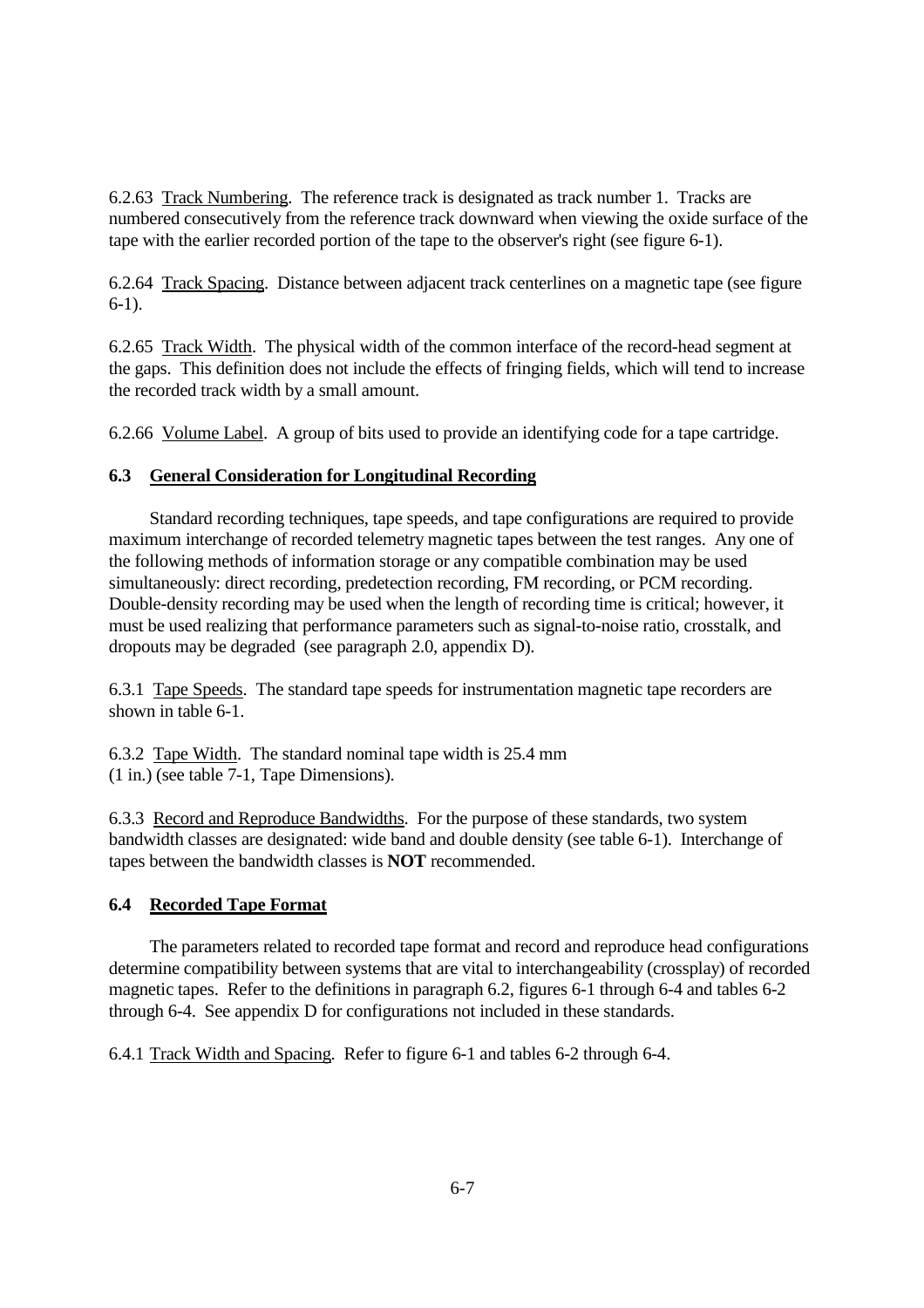6.2.63 Track Numbering. The reference track is designated as track number 1. Tracks are numbered consecutively from the reference track downward when viewing the oxide surface of the tape with the earlier recorded portion of the tape to the observer's right (see figure 6-1).

6.2.64 Track Spacing. Distance between adjacent track centerlines on a magnetic tape (see figure 6-1).

6.2.65 Track Width. The physical width of the common interface of the record-head segment at the gaps. This definition does not include the effects of fringing fields, which will tend to increase the recorded track width by a small amount.

6.2.66 Volume Label. A group of bits used to provide an identifying code for a tape cartridge.

## 6.3 General Consideration for Longitudinal Recording

Standard recording techniques, tape speeds, and tape configurations are required to provide maximum interchange of recorded telemetry magnetic tapes between the test ranges. Any one of the following methods of information storage or any compatible combination may be used simultaneously: direct recording, predetection recording, FM recording, or PCM recording. Double-density recording may be used when the length of recording time is critical; however, it must be used realizing that performance parameters such as signal-to-noise ratio, crosstalk, and dropouts may be degraded (see paragraph 2.0, appendix D).

6.3.1 Tape Speeds. The standard tape speeds for instrumentation magnetic tape recorders are shown in table 6-1.

6.3.2 Tape Width. The standard nominal tape width is 25.4 mm (1 in.) (see table 7-1, Tape Dimensions).

6.3.3 Record and Reproduce Bandwidths. For the purpose of these standards, two system bandwidth classes are designated: wide band and double density (see table 6-1). Interchange of tapes between the bandwidth classes is **NOT** recommended.

## 6.4 Recorded Tape Format

The parameters related to recorded tape format and record and reproduce head configurations determine compatibility between systems that are vital to interchangeability (crossplay) of recorded magnetic tapes. Refer to the definitions in paragraph 6.2, figures 6-1 through 6-4 and tables 6-2 through 6-4. See appendix D for configurations not included in these standards.

6.4.1 Track Width and Spacing. Refer to figure 6-1 and tables 6-2 through 6-4.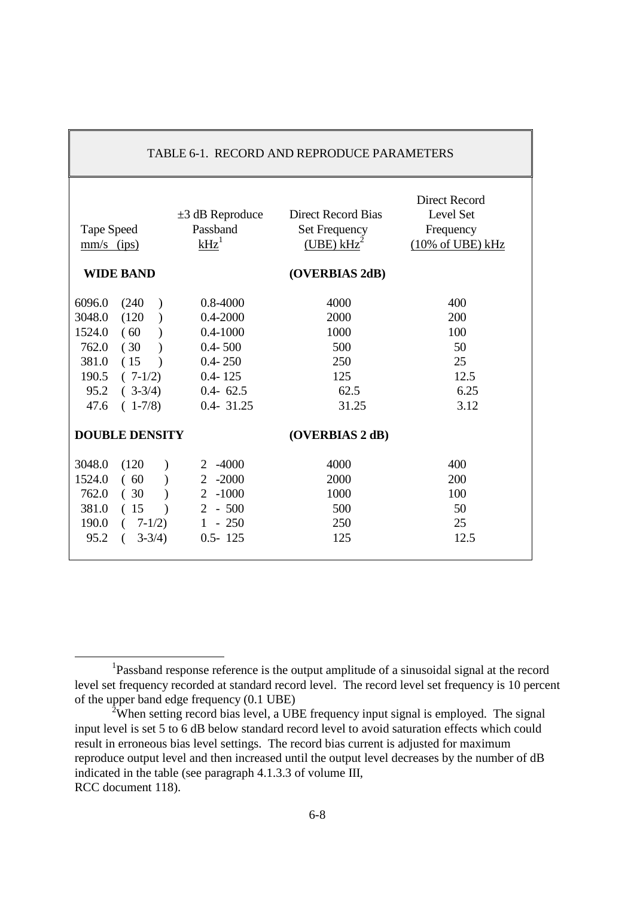TABLE 6-1. RECORD AND REPRODUCE PARAMETERS

| Tape Speed mm/s (ips) | ±3 dB Reproduce Passband kHz[1] | Direct Record Bias Set Frequency (UBE) kHz[2] | Direct Record Level Set Frequency (10% of UBE) kHz |
|---|---|---|---|
| **WIDE BAND** | | **(OVERBIAS 2dB)** | |
| 6096.0 (240 ) | 0.8-4000 | 4000 | 400 |
| 3048.0 (120 ) | 0.4-2000 | 2000 | 200 |
| 1524.0 ( 60 ) | 0.4-1000 | 1000 | 100 |
| 762.0 ( 30 ) | 0.4- 500 | 500 | 50 |
| 381.0 ( 15 ) | 0.4- 250 | 250 | 25 |
| 190.5 ( 7-1/2) | 0.4- 125 | 125 | 12.5 |
| 95.2 ( 3-3/4) | 0.4- 62.5 | 62.5 | 6.25 |
| 47.6 ( 1-7/8) | 0.4- 31.25 | 31.25 | 3.12 |
| **DOUBLE DENSITY** | | **(OVERBIAS 2 dB)** | |
| 3048.0 (120 ) | 2 -4000 | 4000 | 400 |
| 1524.0 ( 60 ) | 2 -2000 | 2000 | 200 |
| 762.0 ( 30 ) | 2 -1000 | 1000 | 100 |
| 381.0 ( 15 ) | 2 - 500 | 500 | 50 |
| 190.0 ( 7-1/2) | 1 - 250 | 250 | 25 |
| 95.2 ( 3-3/4) | 0.5- 125 | 125 | 12.5 |

[1] Passband response reference is the output amplitude of a sinusoidal signal at the record level set frequency recorded at standard record level. The record level set frequency is 10 percent of the upper band edge frequency (0.1 UBE)

[2] When setting record bias level, a UBE frequency input signal is employed. The signal input level is set 5 to 6 dB below standard record level to avoid saturation effects which could result in erroneous bias level settings. The record bias current is adjusted for maximum reproduce output level and then increased until the output level decreases by the number of dB indicated in the table (see paragraph 4.1.3.3 of volume III, RCC document 118).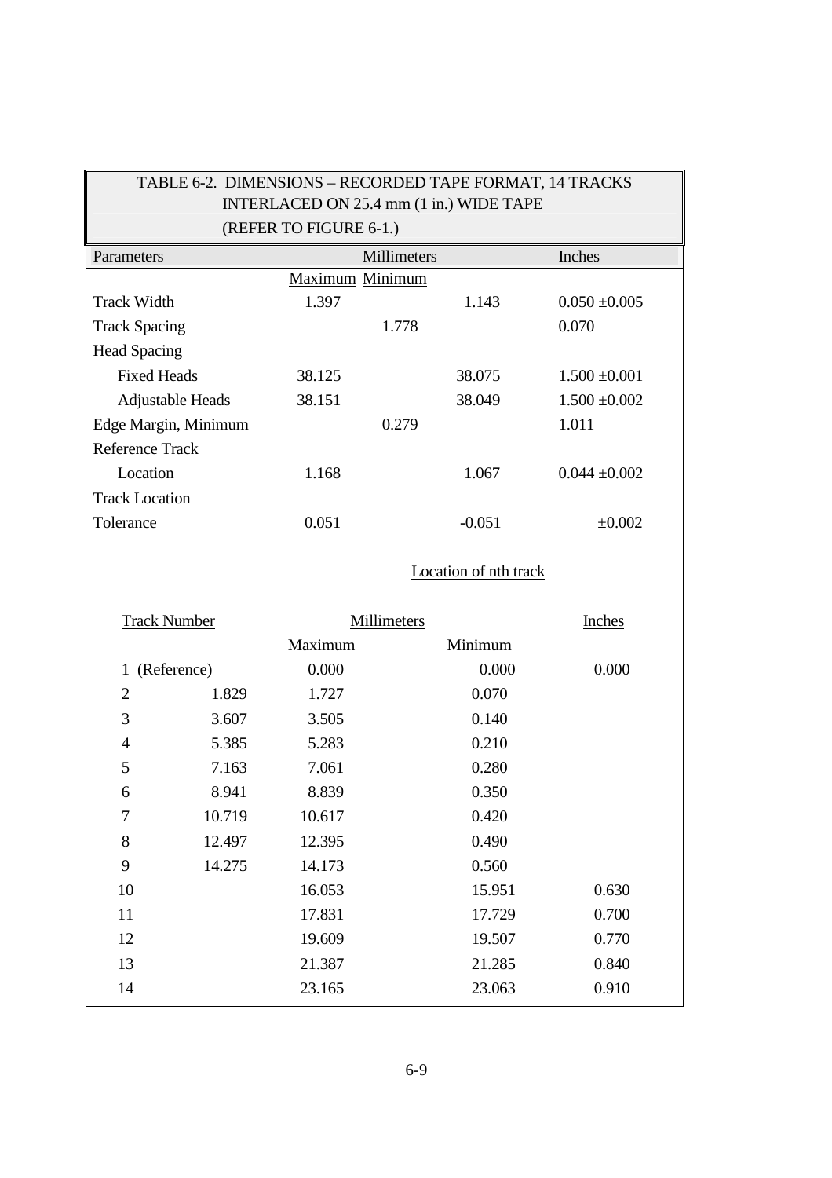TABLE 6-2. DIMENSIONS – RECORDED TAPE FORMAT, 14 TRACKS INTERLACED ON 25.4 mm (1 in.) WIDE TAPE (REFER TO FIGURE 6-1.)

| Parameters | Millimeters | | Inches |
|---|---|---|---|
| | Maximum | Minimum | |
| Track Width | 1.397 | 1.143 | 0.050 ±0.005 |
| Track Spacing | 1.778 | | 0.070 |
| Head Spacing | | | |
| Fixed Heads | 38.125 | 38.075 | 1.500 ±0.001 |
| Adjustable Heads | 38.151 | 38.049 | 1.500 ±0.002 |
| Edge Margin, Minimum | 0.279 | | 1.011 |
| Reference Track | | | |
| Location | 1.168 | 1.067 | 0.044 ±0.002 |
| Track Location | | | |
| Tolerance | 0.051 | -0.051 | ±0.002 |

Location of nth track

| Track Number | Millimeters | | Inches |
|---|---|---|---|
| | Maximum | Minimum | |
| 1 (Reference) | 0.000 | 0.000 | 0.000 |
| 2 | 1.829 | 1.727 | 0.070 |
| 3 | 3.607 | 3.505 | 0.140 |
| 4 | 5.385 | 5.283 | 0.210 |
| 5 | 7.163 | 7.061 | 0.280 |
| 6 | 8.941 | 8.839 | 0.350 |
| 7 | 10.719 | 10.617 | 0.420 |
| 8 | 12.497 | 12.395 | 0.490 |
| 9 | 14.275 | 14.173 | 0.560 |
| 10 | 16.053 | 15.951 | 0.630 |
| 11 | 17.831 | 17.729 | 0.700 |
| 12 | 19.609 | 19.507 | 0.770 |
| 13 | 21.387 | 21.285 | 0.840 |
| 14 | 23.165 | 23.063 | 0.910 |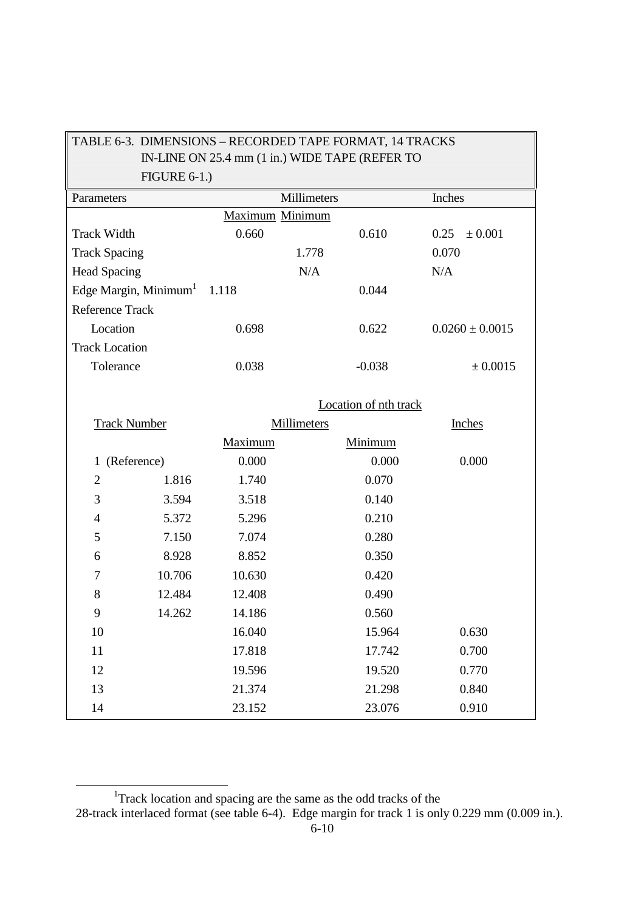TABLE 6-3. DIMENSIONS – RECORDED TAPE FORMAT, 14 TRACKS IN-LINE ON 25.4 mm (1 in.) WIDE TAPE (REFER TO FIGURE 6-1.)

| Parameters | Millimeters | | Inches |
|---|---|---|---|
| | Maximum | Minimum | |
| Track Width | 0.660 | 0.610 | 0.25 ± 0.001 |
| Track Spacing | 1.778 | | 0.070 |
| Head Spacing | N/A | | N/A |
| Edge Margin, Minimum[1] | 1.118 | 0.044 | |
| Reference Track Location | 0.698 | 0.622 | 0.0260 ± 0.0015 |
| Track Location Tolerance | 0.038 | -0.038 | ± 0.0015 |

| Track Number | Location of nth track | | |
|---|---|---|---|
| | Millimeters | | Inches |
| | Maximum | Minimum | |
| 1 (Reference) | 0.000 | 0.000 | 0.000 |
| 2 | 1.816 | 1.740 | 0.070 |
| 3 | 3.594 | 3.518 | 0.140 |
| 4 | 5.372 | 5.296 | 0.210 |
| 5 | 7.150 | 7.074 | 0.280 |
| 6 | 8.928 | 8.852 | 0.350 |
| 7 | 10.706 | 10.630 | 0.420 |
| 8 | 12.484 | 12.408 | 0.490 |
| 9 | 14.262 | 14.186 | 0.560 |
| 10 | 16.040 | 15.964 | 0.630 |
| 11 | 17.818 | 17.742 | 0.700 |
| 12 | 19.596 | 19.520 | 0.770 |
| 13 | 21.374 | 21.298 | 0.840 |
| 14 | 23.152 | 23.076 | 0.910 |

[1] Track location and spacing are the same as the odd tracks of the 28-track interlaced format (see table 6-4). Edge margin for track 1 is only 0.229 mm (0.009 in.).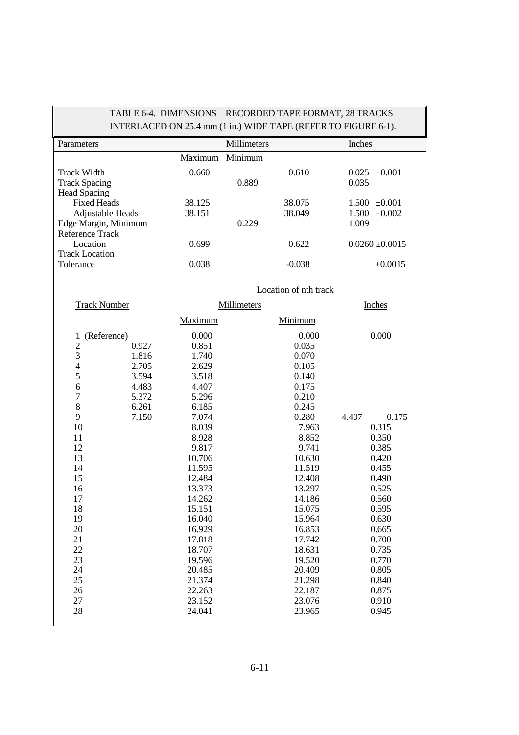TABLE 6-4. DIMENSIONS – RECORDED TAPE FORMAT, 28 TRACKS INTERLACED ON 25.4 mm (1 in.) WIDE TAPE (REFER TO FIGURE 6-1).

| Parameters | Millimeters | | | Inches |
|---|---|---|---|---|
| | Maximum | Minimum | | |
| Track Width | 0.660 | | 0.610 | 0.025 ±0.001 |
| Track Spacing | | 0.889 | | 0.035 |
| Head Spacing | | | | |
| Fixed Heads | 38.125 | | 38.075 | 1.500 ±0.001 |
| Adjustable Heads | 38.151 | | 38.049 | 1.500 ±0.002 |
| Edge Margin, Minimum | | 0.229 | | 1.009 |
| Reference Track Location | 0.699 | | 0.622 | 0.0260 ±0.0015 |
| Track Location Tolerance | 0.038 | | -0.038 | ±0.0015 |

| | | | Location of nth track | |
|---|---|---|---|---|
| Track Number | | Millimeters | | Inches |
| | | Maximum | Minimum | |
| 1 (Reference) | | 0.000 | 0.000 | 0.000 |
| 2 | 0.927 | 0.851 | 0.035 | |
| 3 | 1.816 | 1.740 | 0.070 | |
| 4 | 2.705 | 2.629 | 0.105 | |
| 5 | 3.594 | 3.518 | 0.140 | |
| 6 | 4.483 | 4.407 | 0.175 | |
| 7 | 5.372 | 5.296 | 0.210 | |
| 8 | 6.261 | 6.185 | 0.245 | |
| 9 | 7.150 | 7.074 | 0.280 | 4.407 0.175 |
| 10 | | 8.039 | 7.963 | 0.315 |
| 11 | | 8.928 | 8.852 | 0.350 |
| 12 | | 9.817 | 9.741 | 0.385 |
| 13 | | 10.706 | 10.630 | 0.420 |
| 14 | | 11.595 | 11.519 | 0.455 |
| 15 | | 12.484 | 12.408 | 0.490 |
| 16 | | 13.373 | 13.297 | 0.525 |
| 17 | | 14.262 | 14.186 | 0.560 |
| 18 | | 15.151 | 15.075 | 0.595 |
| 19 | | 16.040 | 15.964 | 0.630 |
| 20 | | 16.929 | 16.853 | 0.665 |
| 21 | | 17.818 | 17.742 | 0.700 |
| 22 | | 18.707 | 18.631 | 0.735 |
| 23 | | 19.596 | 19.520 | 0.770 |
| 24 | | 20.485 | 20.409 | 0.805 |
| 25 | | 21.374 | 21.298 | 0.840 |
| 26 | | 22.263 | 22.187 | 0.875 |
| 27 | | 23.152 | 23.076 | 0.910 |
| 28 | | 24.041 | 23.965 | 0.945 |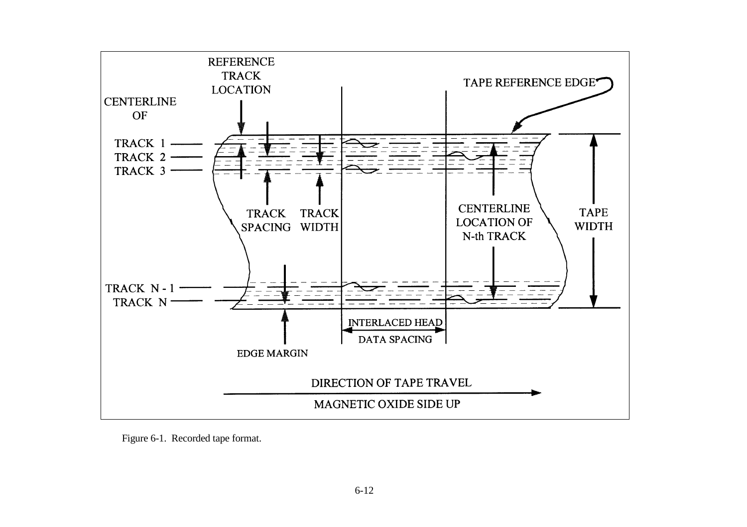REFERENCE TRACK LOCATION

CENTERLINE OF

TRACK 1

TRACK 2

TRACK 3

TRACK SPACING

TRACK WIDTH

TAPE REFERENCE EDGE

CENTERLINE LOCATION OF N-th TRACK

TAPE WIDTH

TRACK N - 1

TRACK N

EDGE MARGIN

INTERLACED HEAD DATA SPACING

DIRECTION OF TAPE TRAVEL

MAGNETIC OXIDE SIDE UP

Figure 6-1. Recorded tape format.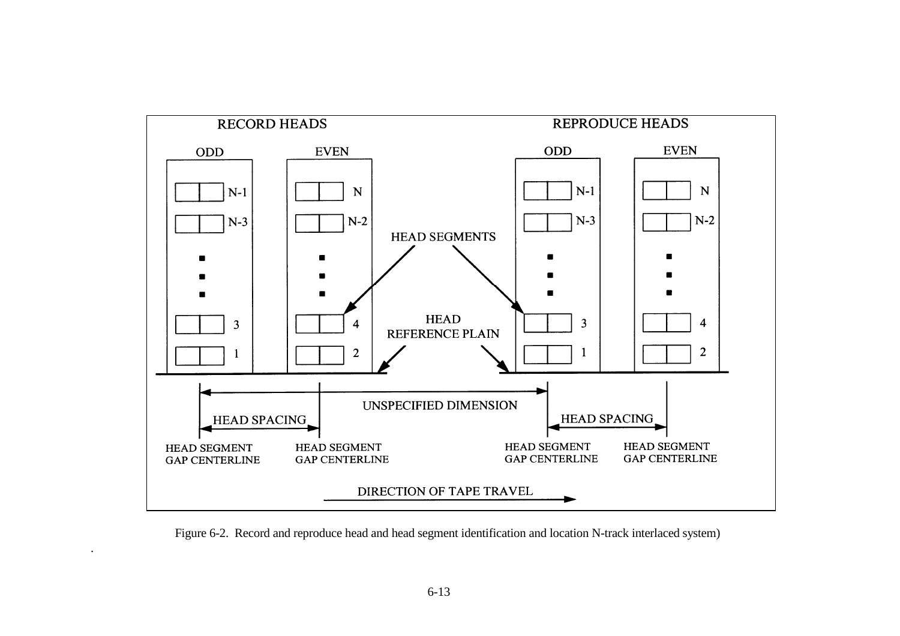RECORD HEADS

REPRODUCE HEADS

ODD

EVEN

ODD

EVEN

N-1

N

N-1

N

N-3

N-2

N-3

N-2

HEAD SEGMENTS

3

4

3

4

1

2

1

2

HEAD
REFERENCE PLAIN

UNSPECIFIED DIMENSION

HEAD SPACING

HEAD SPACING

HEAD SEGMENT
GAP CENTERLINE

HEAD SEGMENT
GAP CENTERLINE

HEAD SEGMENT
GAP CENTERLINE

HEAD SEGMENT
GAP CENTERLINE

DIRECTION OF TAPE TRAVEL

Figure 6-2. Record and reproduce head and head segment identification and location N-track interlaced system)

.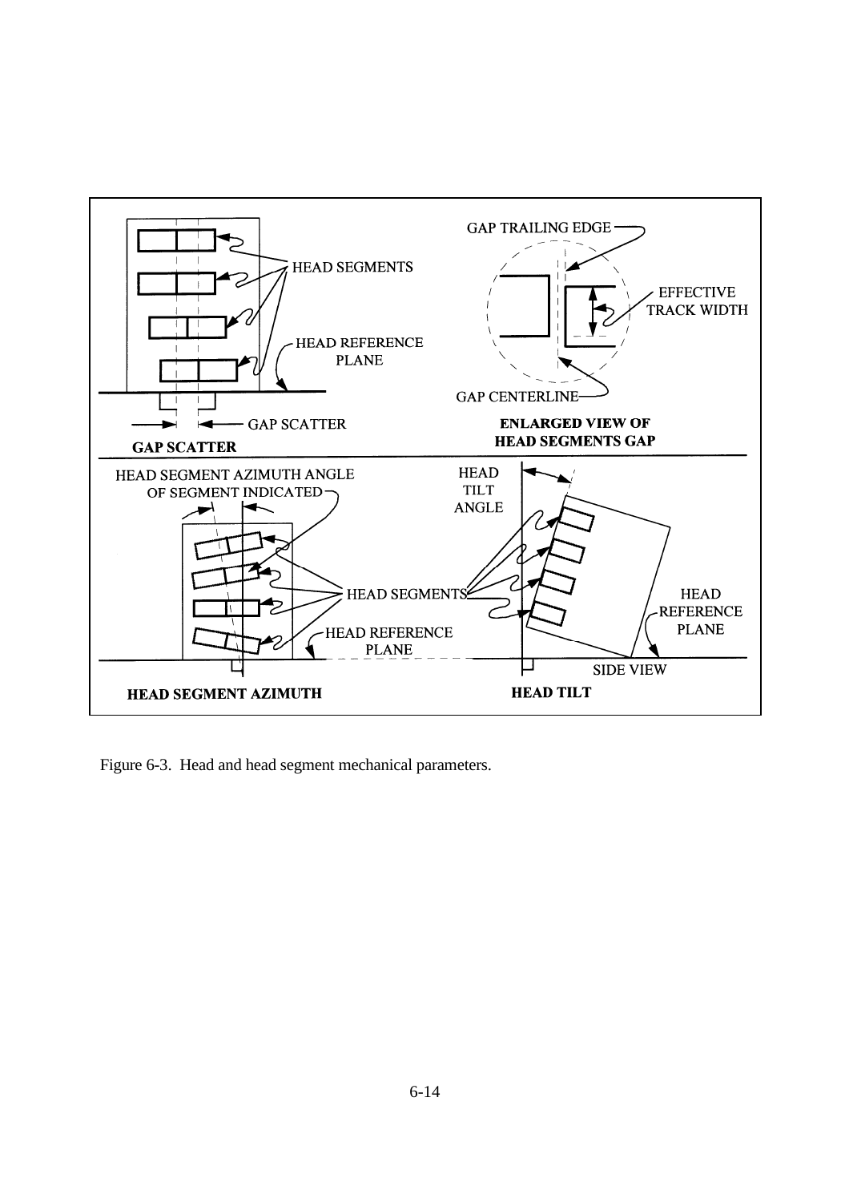GAP TRAILING EDGE

HEAD SEGMENTS

EFFECTIVE TRACK WIDTH

HEAD REFERENCE PLANE

GAP CENTERLINE

GAP SCATTER

ENLARGED VIEW OF HEAD SEGMENTS GAP

GAP SCATTER

HEAD SEGMENT AZIMUTH ANGLE OF SEGMENT INDICATED

HEAD TILT ANGLE

HEAD SEGMENTS

HEAD REFERENCE PLANE

HEAD REFERENCE PLANE

SIDE VIEW

HEAD SEGMENT AZIMUTH

HEAD TILT

Figure 6-3. Head and head segment mechanical parameters.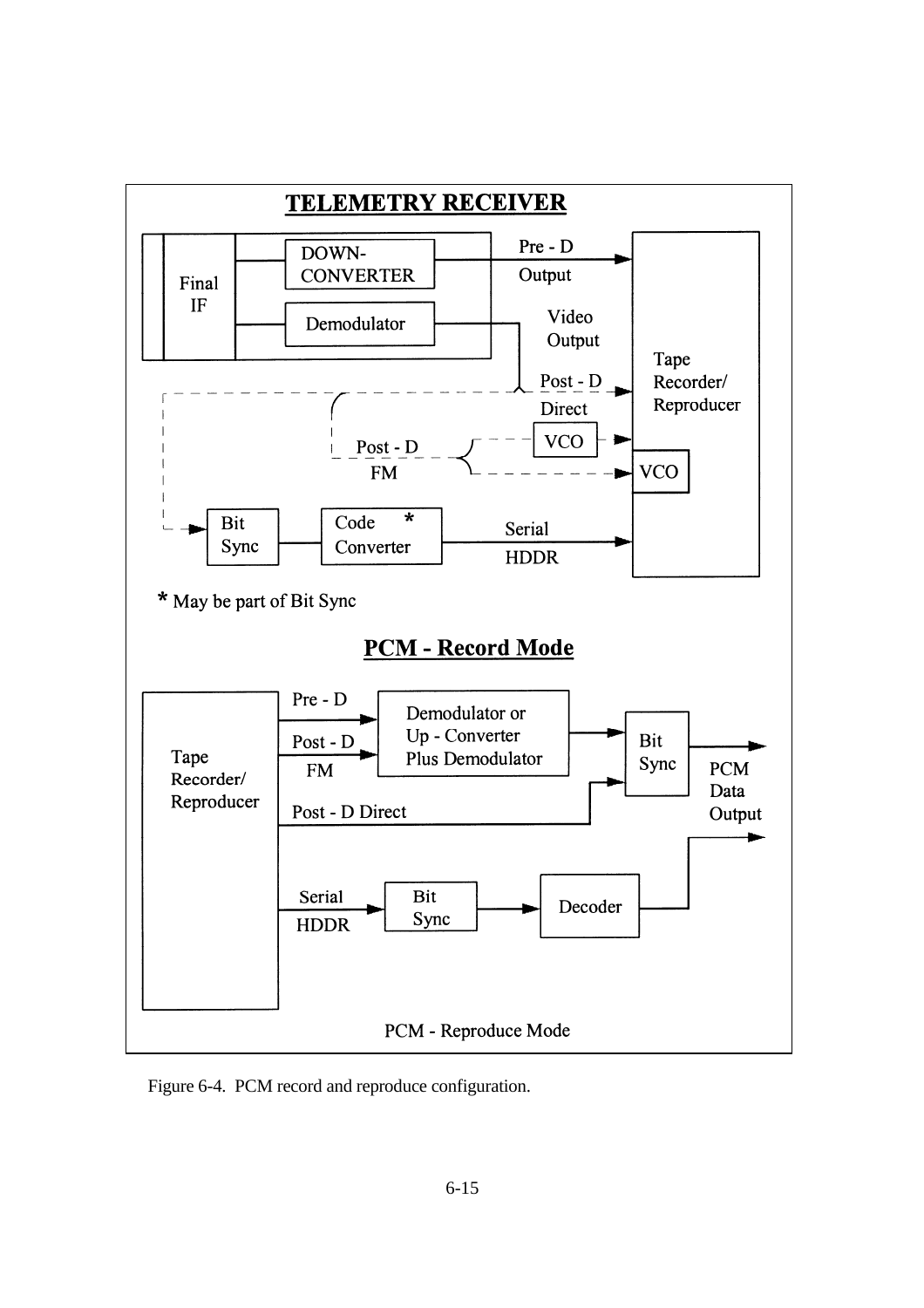**TELEMETRY RECEIVER**

Final IF

DOWN-CONVERTER

Demodulator

Pre - D Output

Video Output

Post - D Direct

Post - D FM

VCO

VCO

Tape Recorder/ Reproducer

Bit Sync

Code Converter *

Serial HDDR

\* May be part of Bit Sync

**PCM - Record Mode**

Tape Recorder/ Reproducer

Pre - D

Post - D FM

Post - D Direct

Demodulator or Up - Converter Plus Demodulator

Bit Sync

PCM Data Output

Serial HDDR

Bit Sync

Decoder

PCM - Reproduce Mode

Figure 6-4. PCM record and reproduce configuration.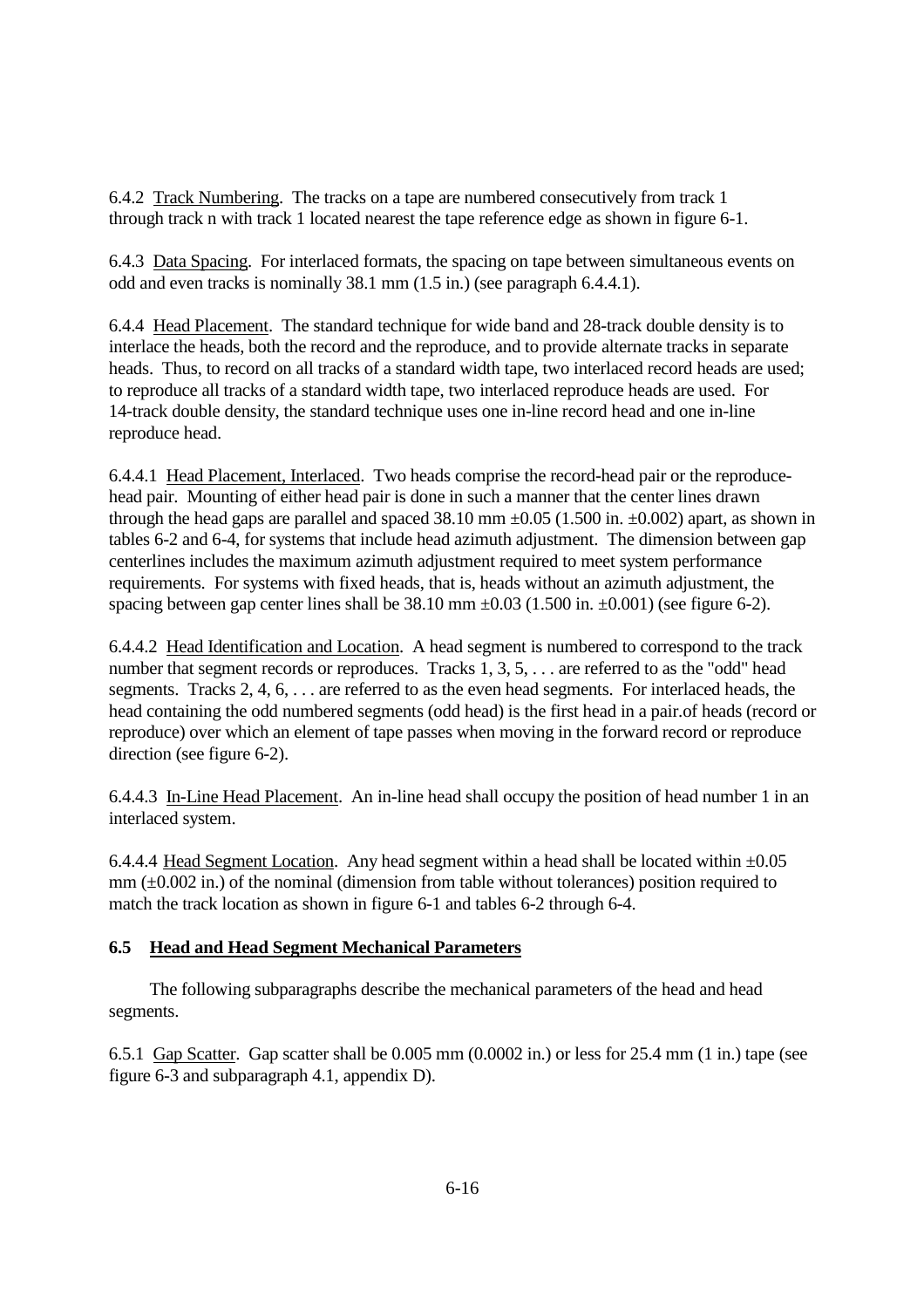6.4.2 Track Numbering. The tracks on a tape are numbered consecutively from track 1 through track n with track 1 located nearest the tape reference edge as shown in figure 6-1.

6.4.3 Data Spacing. For interlaced formats, the spacing on tape between simultaneous events on odd and even tracks is nominally 38.1 mm (1.5 in.) (see paragraph 6.4.4.1).

6.4.4 Head Placement. The standard technique for wide band and 28-track double density is to interlace the heads, both the record and the reproduce, and to provide alternate tracks in separate heads. Thus, to record on all tracks of a standard width tape, two interlaced record heads are used; to reproduce all tracks of a standard width tape, two interlaced reproduce heads are used. For 14-track double density, the standard technique uses one in-line record head and one in-line reproduce head.

6.4.4.1 Head Placement, Interlaced. Two heads comprise the record-head pair or the reproduce-head pair. Mounting of either head pair is done in such a manner that the center lines drawn through the head gaps are parallel and spaced 38.10 mm ±0.05 (1.500 in. ±0.002) apart, as shown in tables 6-2 and 6-4, for systems that include head azimuth adjustment. The dimension between gap centerlines includes the maximum azimuth adjustment required to meet system performance requirements. For systems with fixed heads, that is, heads without an azimuth adjustment, the spacing between gap center lines shall be 38.10 mm ±0.03 (1.500 in. ±0.001) (see figure 6-2).

6.4.4.2 Head Identification and Location. A head segment is numbered to correspond to the track number that segment records or reproduces. Tracks 1, 3, 5, . . . are referred to as the "odd" head segments. Tracks 2, 4, 6, . . . are referred to as the even head segments. For interlaced heads, the head containing the odd numbered segments (odd head) is the first head in a pair.of heads (record or reproduce) over which an element of tape passes when moving in the forward record or reproduce direction (see figure 6-2).

6.4.4.3 In-Line Head Placement. An in-line head shall occupy the position of head number 1 in an interlaced system.

6.4.4.4 Head Segment Location. Any head segment within a head shall be located within ±0.05 mm (±0.002 in.) of the nominal (dimension from table without tolerances) position required to match the track location as shown in figure 6-1 and tables 6-2 through 6-4.

## 6.5 Head and Head Segment Mechanical Parameters

The following subparagraphs describe the mechanical parameters of the head and head segments.

6.5.1 Gap Scatter. Gap scatter shall be 0.005 mm (0.0002 in.) or less for 25.4 mm (1 in.) tape (see figure 6-3 and subparagraph 4.1, appendix D).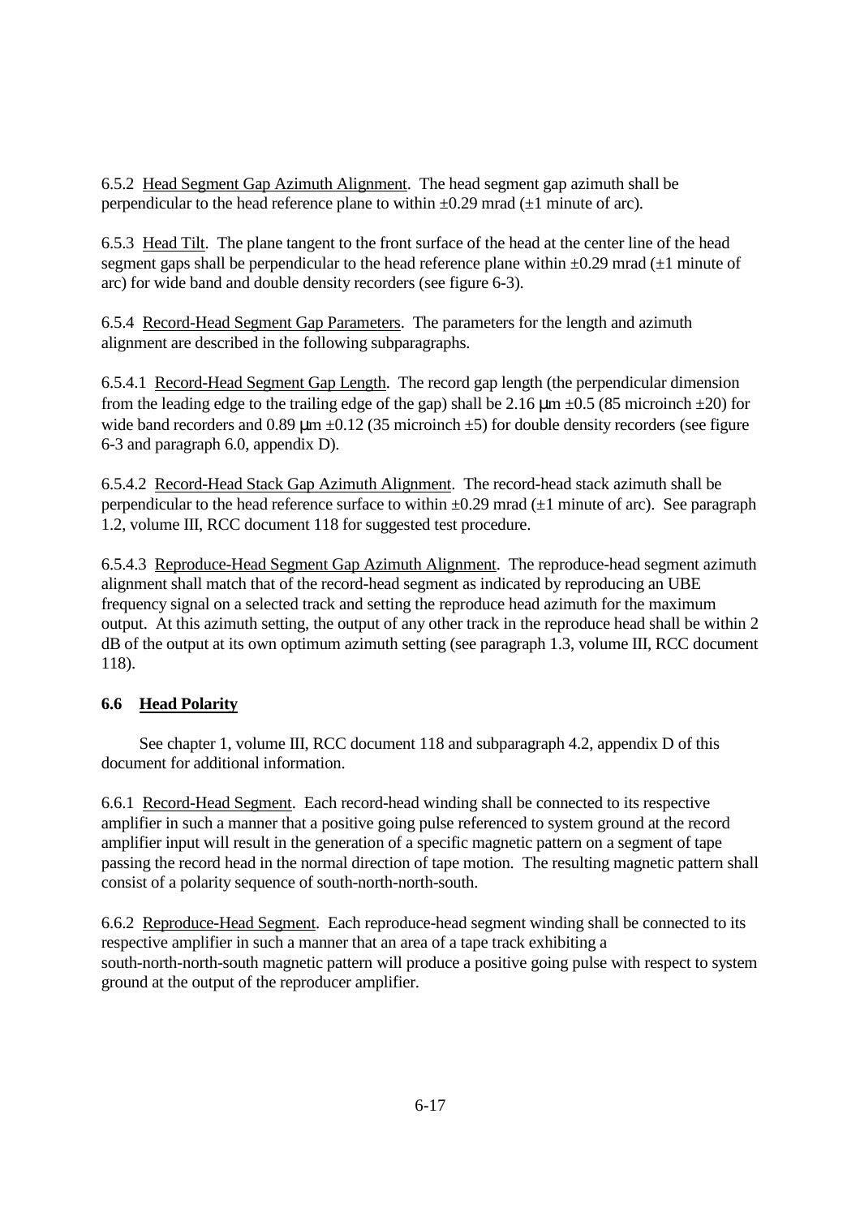6.5.2 Head Segment Gap Azimuth Alignment. The head segment gap azimuth shall be perpendicular to the head reference plane to within ±0.29 mrad (±1 minute of arc).

6.5.3 Head Tilt. The plane tangent to the front surface of the head at the center line of the head segment gaps shall be perpendicular to the head reference plane within ±0.29 mrad (±1 minute of arc) for wide band and double density recorders (see figure 6-3).

6.5.4 Record-Head Segment Gap Parameters. The parameters for the length and azimuth alignment are described in the following subparagraphs.

6.5.4.1 Record-Head Segment Gap Length. The record gap length (the perpendicular dimension from the leading edge to the trailing edge of the gap) shall be 2.16 μm ±0.5 (85 microinch ±20) for wide band recorders and 0.89 μm ±0.12 (35 microinch ±5) for double density recorders (see figure 6-3 and paragraph 6.0, appendix D).

6.5.4.2 Record-Head Stack Gap Azimuth Alignment. The record-head stack azimuth shall be perpendicular to the head reference surface to within ±0.29 mrad (±1 minute of arc). See paragraph 1.2, volume III, RCC document 118 for suggested test procedure.

6.5.4.3 Reproduce-Head Segment Gap Azimuth Alignment. The reproduce-head segment azimuth alignment shall match that of the record-head segment as indicated by reproducing an UBE frequency signal on a selected track and setting the reproduce head azimuth for the maximum output. At this azimuth setting, the output of any other track in the reproduce head shall be within 2 dB of the output at its own optimum azimuth setting (see paragraph 1.3, volume III, RCC document 118).

## 6.6 Head Polarity

See chapter 1, volume III, RCC document 118 and subparagraph 4.2, appendix D of this document for additional information.

6.6.1 Record-Head Segment. Each record-head winding shall be connected to its respective amplifier in such a manner that a positive going pulse referenced to system ground at the record amplifier input will result in the generation of a specific magnetic pattern on a segment of tape passing the record head in the normal direction of tape motion. The resulting magnetic pattern shall consist of a polarity sequence of south-north-north-south.

6.6.2 Reproduce-Head Segment. Each reproduce-head segment winding shall be connected to its respective amplifier in such a manner that an area of a tape track exhibiting a south-north-north-south magnetic pattern will produce a positive going pulse with respect to system ground at the output of the reproducer amplifier.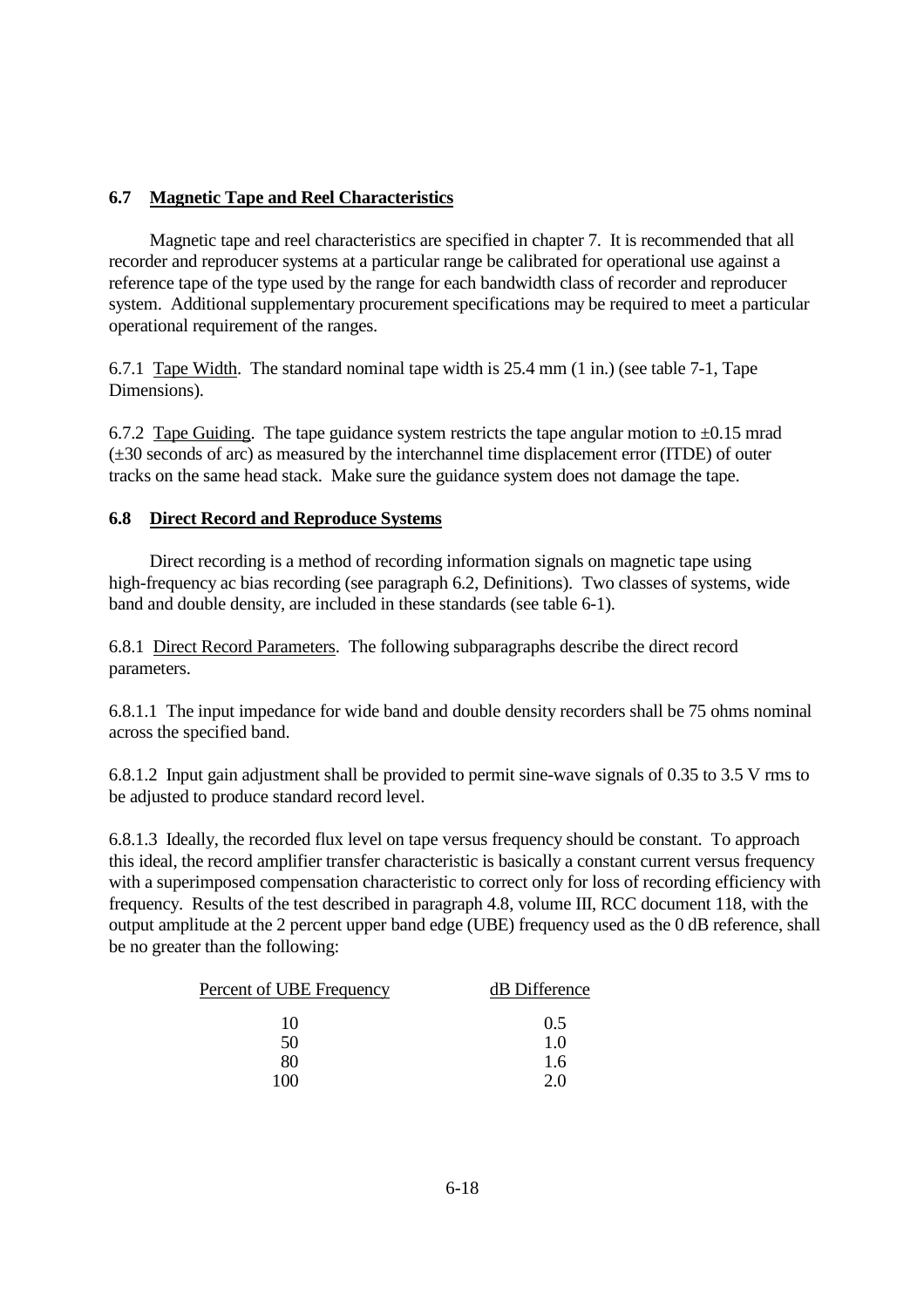## 6.7 Magnetic Tape and Reel Characteristics

Magnetic tape and reel characteristics are specified in chapter 7. It is recommended that all recorder and reproducer systems at a particular range be calibrated for operational use against a reference tape of the type used by the range for each bandwidth class of recorder and reproducer system. Additional supplementary procurement specifications may be required to meet a particular operational requirement of the ranges.

6.7.1 Tape Width. The standard nominal tape width is 25.4 mm (1 in.) (see table 7-1, Tape Dimensions).

6.7.2 Tape Guiding. The tape guidance system restricts the tape angular motion to ±0.15 mrad (±30 seconds of arc) as measured by the interchannel time displacement error (ITDE) of outer tracks on the same head stack. Make sure the guidance system does not damage the tape.

## 6.8 Direct Record and Reproduce Systems

Direct recording is a method of recording information signals on magnetic tape using high-frequency ac bias recording (see paragraph 6.2, Definitions). Two classes of systems, wide band and double density, are included in these standards (see table 6-1).

6.8.1 Direct Record Parameters. The following subparagraphs describe the direct record parameters.

6.8.1.1 The input impedance for wide band and double density recorders shall be 75 ohms nominal across the specified band.

6.8.1.2 Input gain adjustment shall be provided to permit sine-wave signals of 0.35 to 3.5 V rms to be adjusted to produce standard record level.

6.8.1.3 Ideally, the recorded flux level on tape versus frequency should be constant. To approach this ideal, the record amplifier transfer characteristic is basically a constant current versus frequency with a superimposed compensation characteristic to correct only for loss of recording efficiency with frequency. Results of the test described in paragraph 4.8, volume III, RCC document 118, with the output amplitude at the 2 percent upper band edge (UBE) frequency used as the 0 dB reference, shall be no greater than the following:

| Percent of UBE Frequency | dB Difference |
|---|---|
| 10 | 0.5 |
| 50 | 1.0 |
| 80 | 1.6 |
| 100 | 2.0 |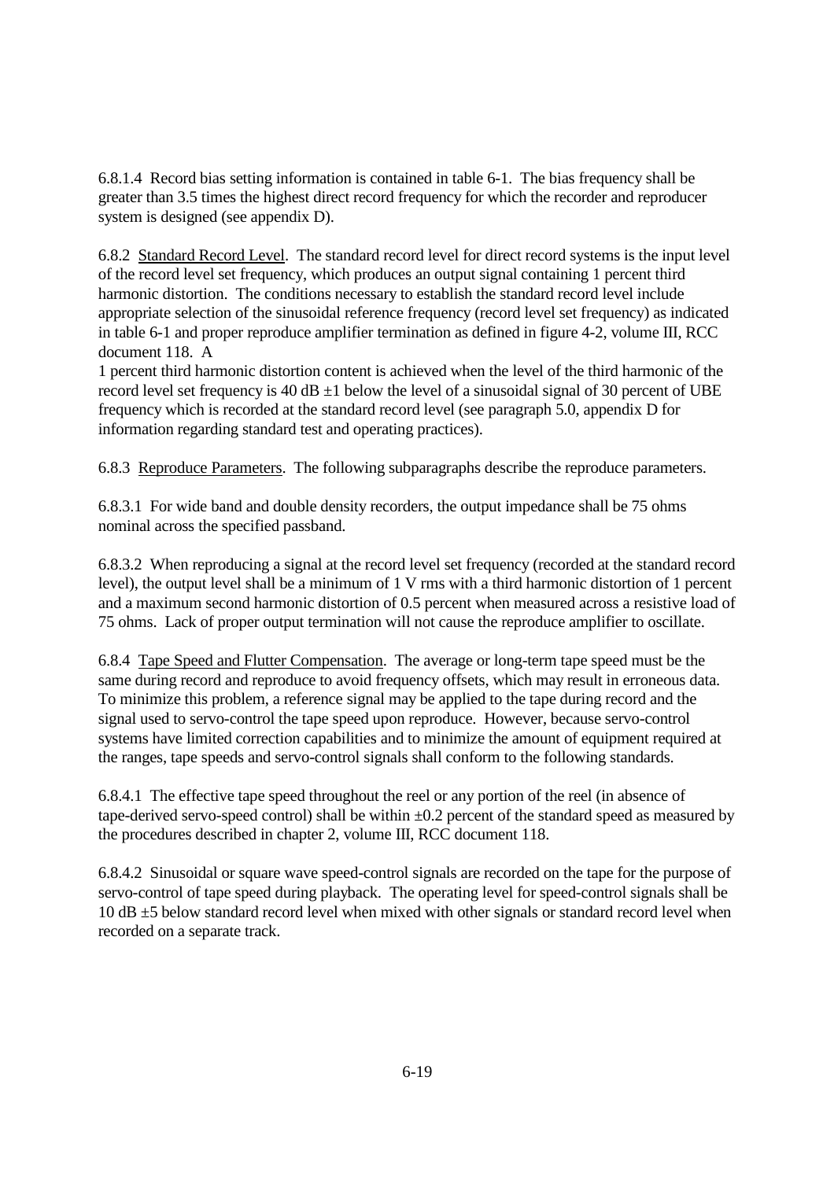6.8.1.4 Record bias setting information is contained in table 6-1. The bias frequency shall be greater than 3.5 times the highest direct record frequency for which the recorder and reproducer system is designed (see appendix D).

6.8.2 Standard Record Level. The standard record level for direct record systems is the input level of the record level set frequency, which produces an output signal containing 1 percent third harmonic distortion. The conditions necessary to establish the standard record level include appropriate selection of the sinusoidal reference frequency (record level set frequency) as indicated in table 6-1 and proper reproduce amplifier termination as defined in figure 4-2, volume III, RCC document 118. A 1 percent third harmonic distortion content is achieved when the level of the third harmonic of the record level set frequency is 40 dB ±1 below the level of a sinusoidal signal of 30 percent of UBE frequency which is recorded at the standard record level (see paragraph 5.0, appendix D for information regarding standard test and operating practices).

6.8.3 Reproduce Parameters. The following subparagraphs describe the reproduce parameters.

6.8.3.1 For wide band and double density recorders, the output impedance shall be 75 ohms nominal across the specified passband.

6.8.3.2 When reproducing a signal at the record level set frequency (recorded at the standard record level), the output level shall be a minimum of 1 V rms with a third harmonic distortion of 1 percent and a maximum second harmonic distortion of 0.5 percent when measured across a resistive load of 75 ohms. Lack of proper output termination will not cause the reproduce amplifier to oscillate.

6.8.4 Tape Speed and Flutter Compensation. The average or long-term tape speed must be the same during record and reproduce to avoid frequency offsets, which may result in erroneous data. To minimize this problem, a reference signal may be applied to the tape during record and the signal used to servo-control the tape speed upon reproduce. However, because servo-control systems have limited correction capabilities and to minimize the amount of equipment required at the ranges, tape speeds and servo-control signals shall conform to the following standards.

6.8.4.1 The effective tape speed throughout the reel or any portion of the reel (in absence of tape-derived servo-speed control) shall be within ±0.2 percent of the standard speed as measured by the procedures described in chapter 2, volume III, RCC document 118.

6.8.4.2 Sinusoidal or square wave speed-control signals are recorded on the tape for the purpose of servo-control of tape speed during playback. The operating level for speed-control signals shall be 10 dB ±5 below standard record level when mixed with other signals or standard record level when recorded on a separate track.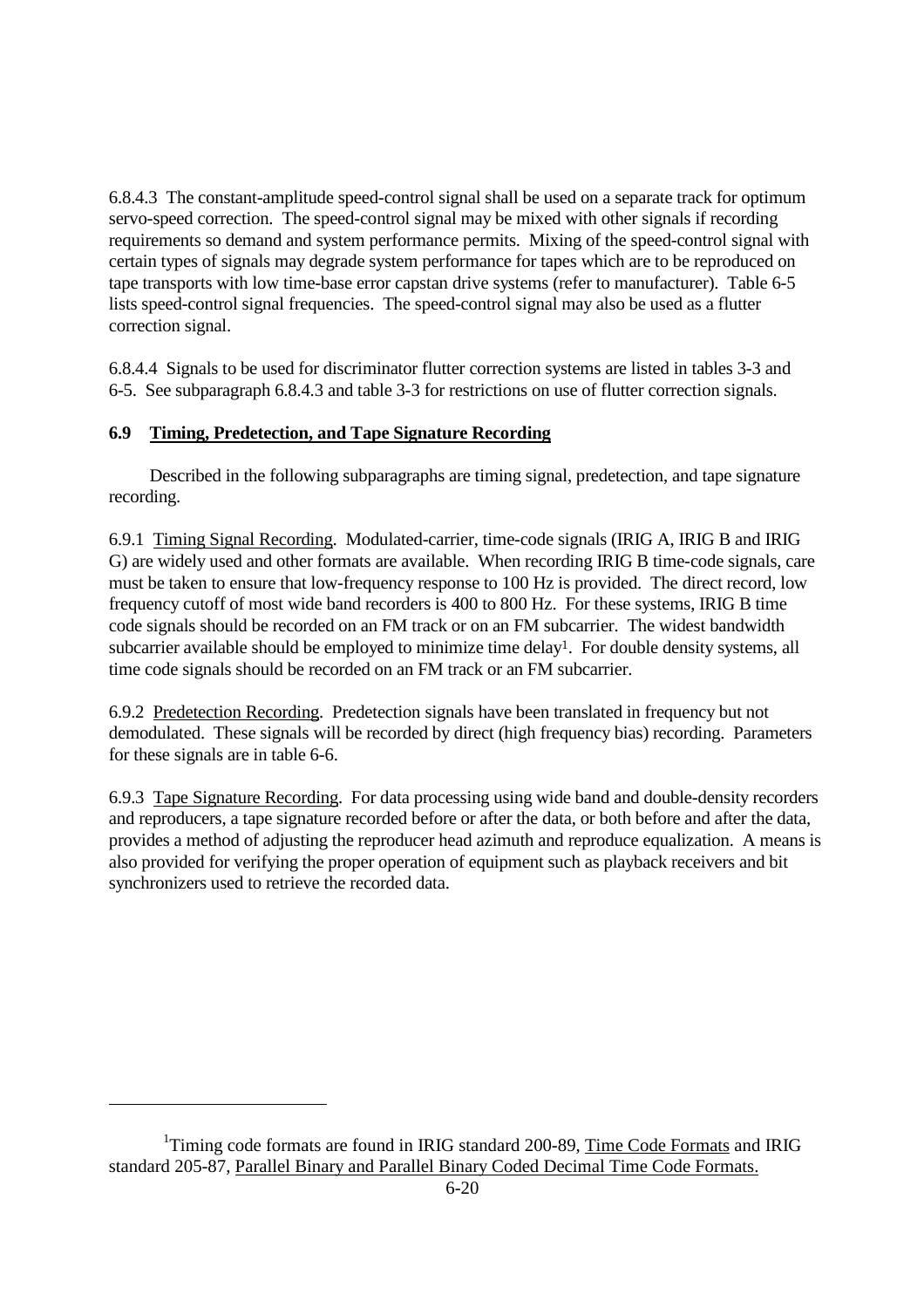6.8.4.3 The constant-amplitude speed-control signal shall be used on a separate track for optimum servo-speed correction. The speed-control signal may be mixed with other signals if recording requirements so demand and system performance permits. Mixing of the speed-control signal with certain types of signals may degrade system performance for tapes which are to be reproduced on tape transports with low time-base error capstan drive systems (refer to manufacturer). Table 6-5 lists speed-control signal frequencies. The speed-control signal may also be used as a flutter correction signal.

6.8.4.4 Signals to be used for discriminator flutter correction systems are listed in tables 3-3 and 6-5. See subparagraph 6.8.4.3 and table 3-3 for restrictions on use of flutter correction signals.

## 6.9 Timing, Predetection, and Tape Signature Recording

Described in the following subparagraphs are timing signal, predetection, and tape signature recording.

6.9.1 Timing Signal Recording. Modulated-carrier, time-code signals (IRIG A, IRIG B and IRIG G) are widely used and other formats are available. When recording IRIG B time-code signals, care must be taken to ensure that low-frequency response to 100 Hz is provided. The direct record, low frequency cutoff of most wide band recorders is 400 to 800 Hz. For these systems, IRIG B time code signals should be recorded on an FM track or on an FM subcarrier. The widest bandwidth subcarrier available should be employed to minimize time delay[1]. For double density systems, all time code signals should be recorded on an FM track or an FM subcarrier.

6.9.2 Predetection Recording. Predetection signals have been translated in frequency but not demodulated. These signals will be recorded by direct (high frequency bias) recording. Parameters for these signals are in table 6-6.

6.9.3 Tape Signature Recording. For data processing using wide band and double-density recorders and reproducers, a tape signature recorded before or after the data, or both before and after the data, provides a method of adjusting the reproducer head azimuth and reproduce equalization. A means is also provided for verifying the proper operation of equipment such as playback receivers and bit synchronizers used to retrieve the recorded data.

[1]Timing code formats are found in IRIG standard 200-89, Time Code Formats and IRIG standard 205-87, Parallel Binary and Parallel Binary Coded Decimal Time Code Formats.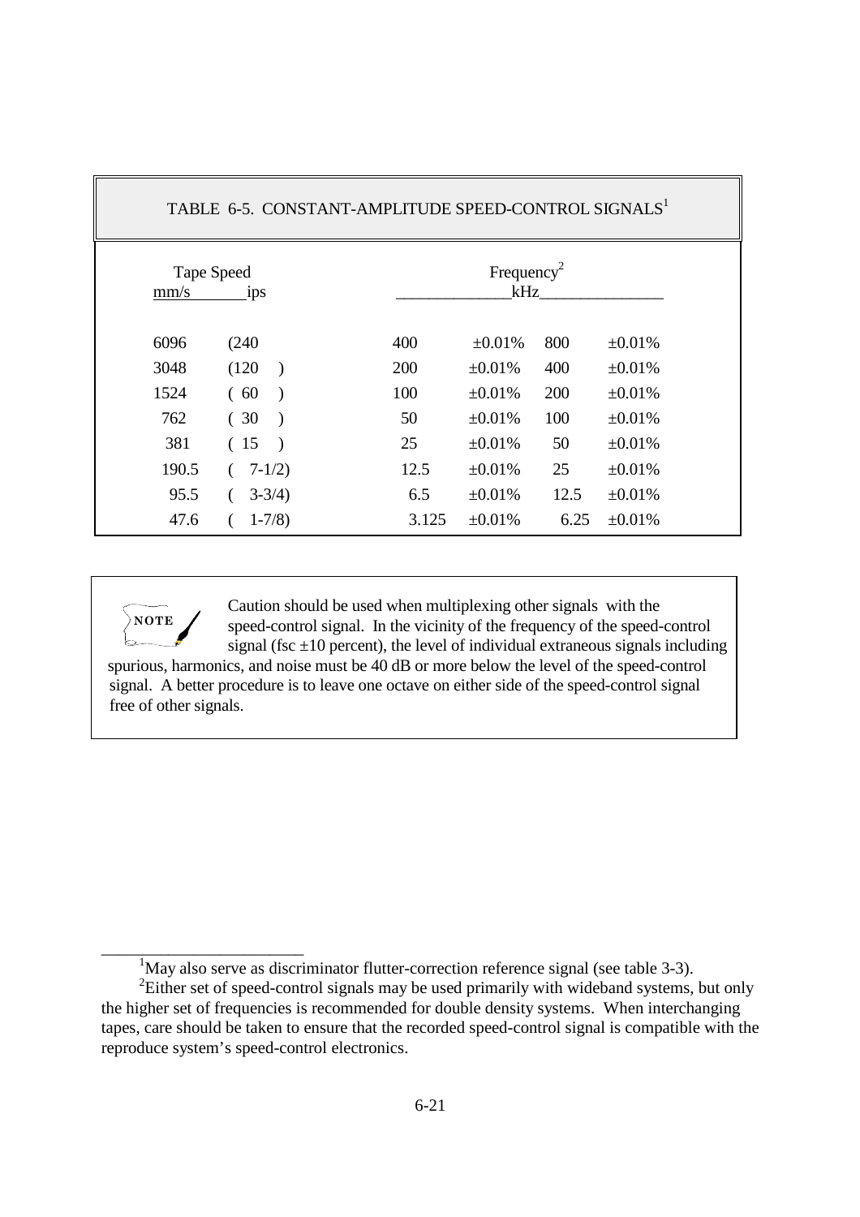TABLE 6-5. CONSTANT-AMPLITUDE SPEED-CONTROL SIGNALS[1]

| Tape Speed mm/s | ips | Frequency[2] kHz | | | |
|---|---|---|---|---|---|
| 6096 | (240 | 400 | ±0.01% | 800 | ±0.01% |
| 3048 | (120 ) | 200 | ±0.01% | 400 | ±0.01% |
| 1524 | ( 60 ) | 100 | ±0.01% | 200 | ±0.01% |
| 762 | ( 30 ) | 50 | ±0.01% | 100 | ±0.01% |
| 381 | ( 15 ) | 25 | ±0.01% | 50 | ±0.01% |
| 190.5 | ( 7-1/2) | 12.5 | ±0.01% | 25 | ±0.01% |
| 95.5 | ( 3-3/4) | 6.5 | ±0.01% | 12.5 | ±0.01% |
| 47.6 | ( 1-7/8) | 3.125 | ±0.01% | 6.25 | ±0.01% |

NOTE

Caution should be used when multiplexing other signals with the speed-control signal. In the vicinity of the frequency of the speed-control signal (fsc ±10 percent), the level of individual extraneous signals including spurious, harmonics, and noise must be 40 dB or more below the level of the speed-control signal. A better procedure is to leave one octave on either side of the speed-control signal free of other signals.

---

[1] May also serve as discriminator flutter-correction reference signal (see table 3-3).

[2] Either set of speed-control signals may be used primarily with wideband systems, but only the higher set of frequencies is recommended for double density systems. When interchanging tapes, care should be taken to ensure that the recorded speed-control signal is compatible with the reproduce system's speed-control electronics.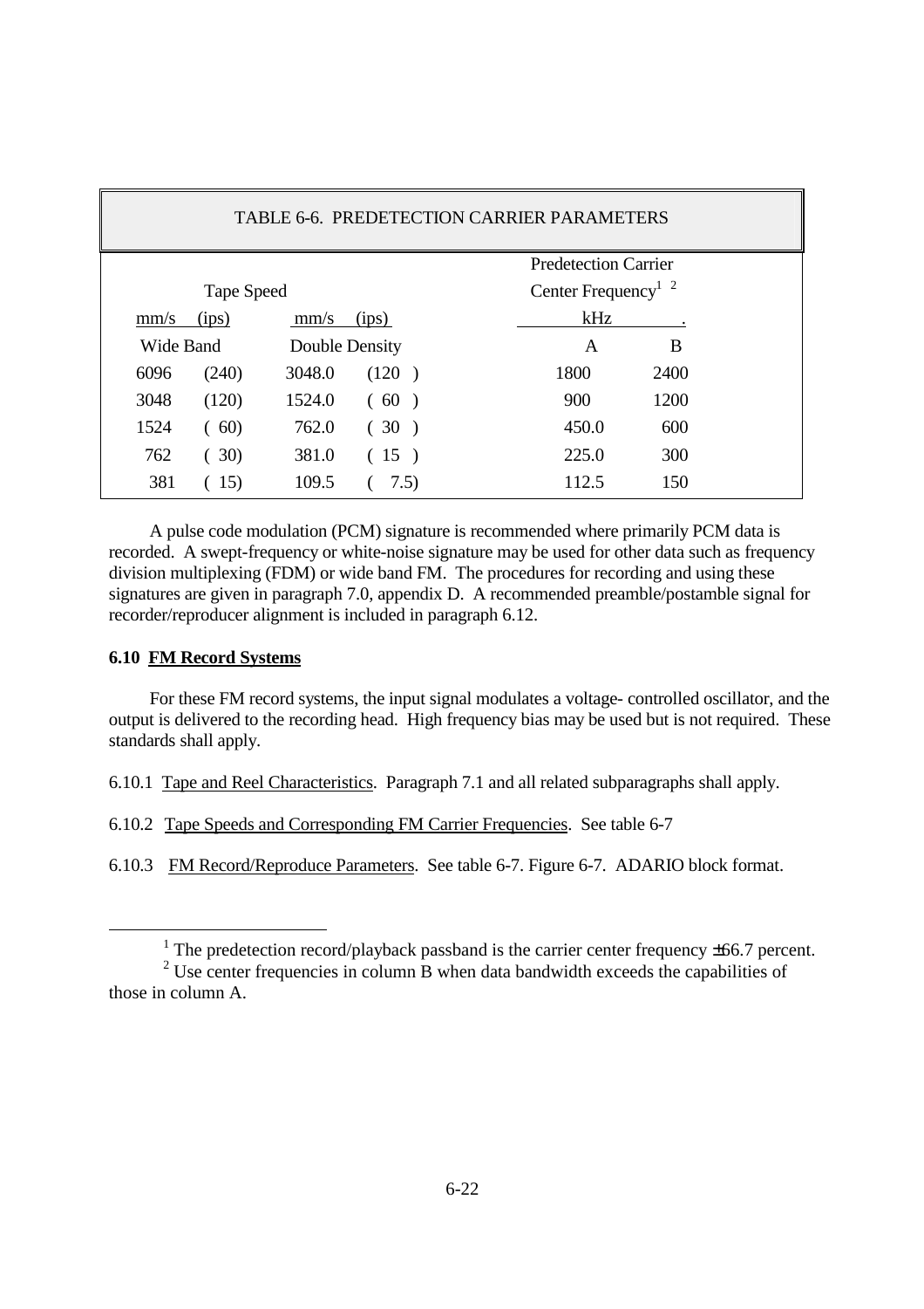TABLE 6-6. PREDETECTION CARRIER PARAMETERS

| Tape Speed | | | | Predetection Carrier Center Frequency[1] [2] | |
|---|---|---|---|---|---|
| mm/s | (ips) | mm/s | (ips) | kHz | |
| Wide Band | | Double Density | | A | B |
| 6096 | (240) | 3048.0 | (120 ) | 1800 | 2400 |
| 3048 | (120) | 1524.0 | ( 60 ) | 900 | 1200 |
| 1524 | ( 60) | 762.0 | ( 30 ) | 450.0 | 600 |
| 762 | ( 30) | 381.0 | ( 15 ) | 225.0 | 300 |
| 381 | ( 15) | 109.5 | ( 7.5) | 112.5 | 150 |

A pulse code modulation (PCM) signature is recommended where primarily PCM data is recorded. A swept-frequency or white-noise signature may be used for other data such as frequency division multiplexing (FDM) or wide band FM. The procedures for recording and using these signatures are given in paragraph 7.0, appendix D. A recommended preamble/postamble signal for recorder/reproducer alignment is included in paragraph 6.12.

### 6.10 FM Record Systems

For these FM record systems, the input signal modulates a voltage- controlled oscillator, and the output is delivered to the recording head. High frequency bias may be used but is not required. These standards shall apply.

6.10.1 Tape and Reel Characteristics. Paragraph 7.1 and all related subparagraphs shall apply.

6.10.2 Tape Speeds and Corresponding FM Carrier Frequencies. See table 6-7

6.10.3 FM Record/Reproduce Parameters. See table 6-7. Figure 6-7. ADARIO block format.

[1] The predetection record/playback passband is the carrier center frequency ±66.7 percent.

[2] Use center frequencies in column B when data bandwidth exceeds the capabilities of those in column A.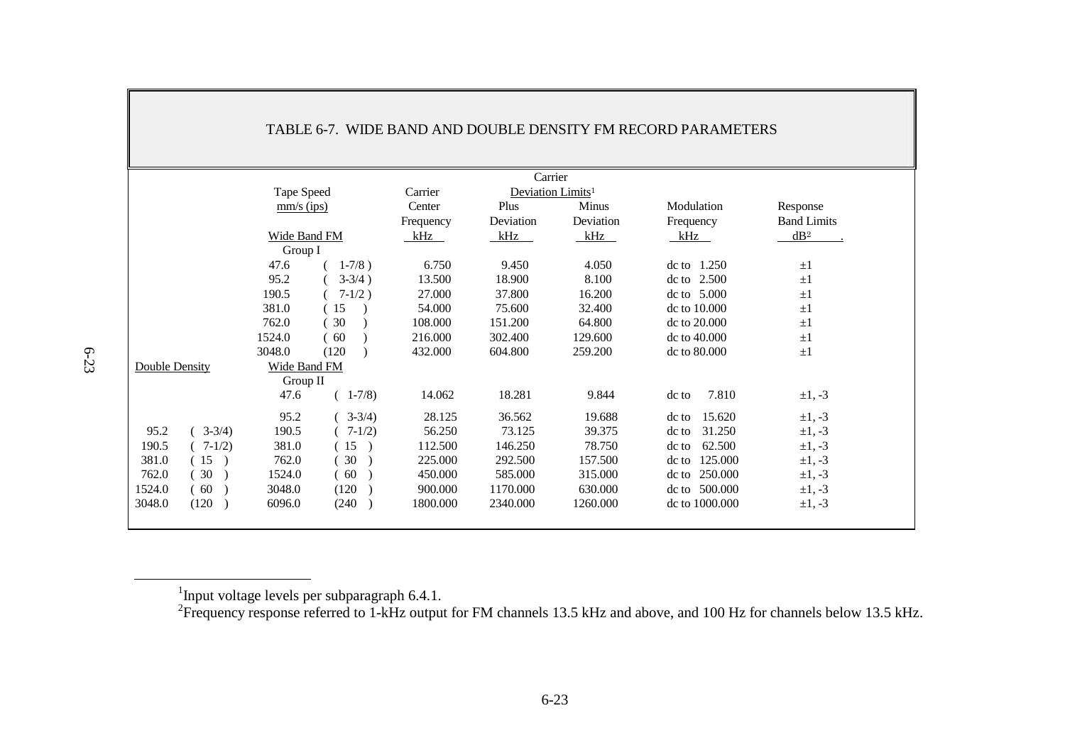TABLE 6-7. WIDE BAND AND DOUBLE DENSITY FM RECORD PARAMETERS

| | | Tape Speed mm/s (ips) | | Carrier Center Frequency kHz | Carrier Deviation Limits[1] | | Modulation Frequency kHz | Response Band Limits dB[2] |
|---|---|---|---|---|---|---|---|---|
| | | | | | Plus Deviation kHz | Minus Deviation kHz | | |
| | | Wide Band FM Group I | | | | | | |
| | | 47.6 | ( 1-7/8 ) | 6.750 | 9.450 | 4.050 | dc to 1.250 | ±1 |
| | | 95.2 | ( 3-3/4 ) | 13.500 | 18.900 | 8.100 | dc to 2.500 | ±1 |
| | | 190.5 | ( 7-1/2 ) | 27.000 | 37.800 | 16.200 | dc to 5.000 | ±1 |
| | | 381.0 | ( 15 ) | 54.000 | 75.600 | 32.400 | dc to 10.000 | ±1 |
| | | 762.0 | ( 30 ) | 108.000 | 151.200 | 64.800 | dc to 20.000 | ±1 |
| | | 1524.0 | ( 60 ) | 216.000 | 302.400 | 129.600 | dc to 40.000 | ±1 |
| | | 3048.0 | (120 ) | 432.000 | 604.800 | 259.200 | dc to 80.000 | ±1 |
| Double Density | | Wide Band FM Group II | | | | | | |
| | | 47.6 | ( 1-7/8) | 14.062 | 18.281 | 9.844 | dc to 7.810 | ±1, -3 |
| | | 95.2 | ( 3-3/4) | 28.125 | 36.562 | 19.688 | dc to 15.620 | ±1, -3 |
| 95.2 | ( 3-3/4) | 190.5 | ( 7-1/2) | 56.250 | 73.125 | 39.375 | dc to 31.250 | ±1, -3 |
| 190.5 | ( 7-1/2) | 381.0 | ( 15 ) | 112.500 | 146.250 | 78.750 | dc to 62.500 | ±1, -3 |
| 381.0 | ( 15 ) | 762.0 | ( 30 ) | 225.000 | 292.500 | 157.500 | dc to 125.000 | ±1, -3 |
| 762.0 | ( 30 ) | 1524.0 | ( 60 ) | 450.000 | 585.000 | 315.000 | dc to 250.000 | ±1, -3 |
| 1524.0 | ( 60 ) | 3048.0 | (120 ) | 900.000 | 1170.000 | 630.000 | dc to 500.000 | ±1, -3 |
| 3048.0 | (120 ) | 6096.0 | (240 ) | 1800.000 | 2340.000 | 1260.000 | dc to 1000.000 | ±1, -3 |

[1] Input voltage levels per subparagraph 6.4.1.

[2] Frequency response referred to 1-kHz output for FM channels 13.5 kHz and above, and 100 Hz for channels below 13.5 kHz.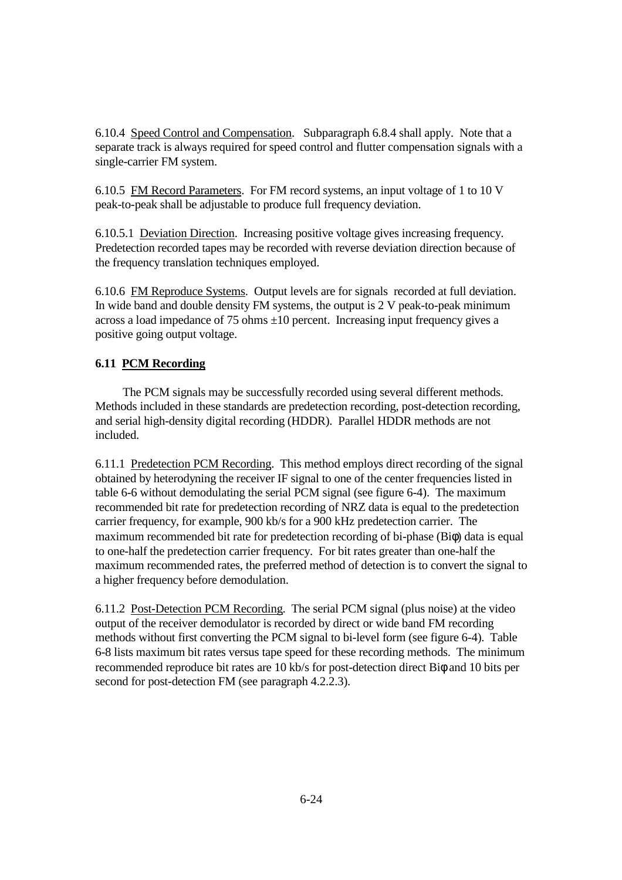6.10.4 Speed Control and Compensation. Subparagraph 6.8.4 shall apply. Note that a separate track is always required for speed control and flutter compensation signals with a single-carrier FM system.

6.10.5 FM Record Parameters. For FM record systems, an input voltage of 1 to 10 V peak-to-peak shall be adjustable to produce full frequency deviation.

6.10.5.1 Deviation Direction. Increasing positive voltage gives increasing frequency. Predetection recorded tapes may be recorded with reverse deviation direction because of the frequency translation techniques employed.

6.10.6 FM Reproduce Systems. Output levels are for signals recorded at full deviation. In wide band and double density FM systems, the output is 2 V peak-to-peak minimum across a load impedance of 75 ohms ±10 percent. Increasing input frequency gives a positive going output voltage.

## 6.11 PCM Recording

The PCM signals may be successfully recorded using several different methods. Methods included in these standards are predetection recording, post-detection recording, and serial high-density digital recording (HDDR). Parallel HDDR methods are not included.

6.11.1 Predetection PCM Recording. This method employs direct recording of the signal obtained by heterodyning the receiver IF signal to one of the center frequencies listed in table 6-6 without demodulating the serial PCM signal (see figure 6-4). The maximum recommended bit rate for predetection recording of NRZ data is equal to the predetection carrier frequency, for example, 900 kb/s for a 900 kHz predetection carrier. The maximum recommended bit rate for predetection recording of bi-phase (Biφ) data is equal to one-half the predetection carrier frequency. For bit rates greater than one-half the maximum recommended rates, the preferred method of detection is to convert the signal to a higher frequency before demodulation.

6.11.2 Post-Detection PCM Recording. The serial PCM signal (plus noise) at the video output of the receiver demodulator is recorded by direct or wide band FM recording methods without first converting the PCM signal to bi-level form (see figure 6-4). Table 6-8 lists maximum bit rates versus tape speed for these recording methods. The minimum recommended reproduce bit rates are 10 kb/s for post-detection direct Biφ and 10 bits per second for post-detection FM (see paragraph 4.2.2.3).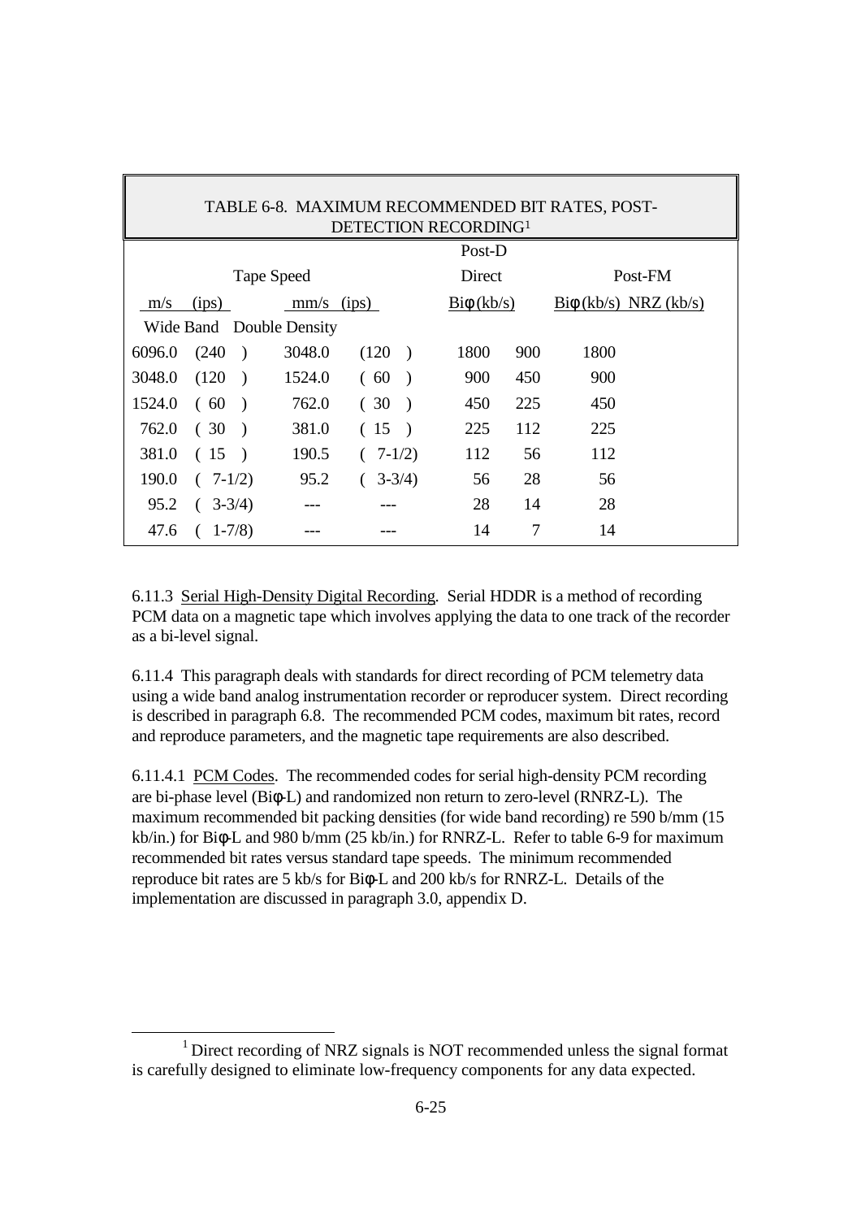TABLE 6-8. MAXIMUM RECOMMENDED BIT RATES, POST-DETECTION RECORDING[1]

| Tape Speed | | | | Post-D Direct | | Post-FM | |
|---|---|---|---|---|---|---|---|
| m/s | (ips) | mm/s | (ips) | Biφ (kb/s) | | Biφ (kb/s) | NRZ (kb/s) |
| Wide Band | | Double Density | | | | | |
| 6096.0 | (240) | 3048.0 | (120) | 1800 | 900 | 1800 | |
| 3048.0 | (120) | 1524.0 | (60) | 900 | 450 | 900 | |
| 1524.0 | (60) | 762.0 | (30) | 450 | 225 | 450 | |
| 762.0 | (30) | 381.0 | (15) | 225 | 112 | 225 | |
| 381.0 | (15) | 190.5 | (7-1/2) | 112 | 56 | 112 | |
| 190.0 | (7-1/2) | 95.2 | (3-3/4) | 56 | 28 | 56 | |
| 95.2 | (3-3/4) | --- | --- | 28 | 14 | 28 | |
| 47.6 | (1-7/8) | --- | --- | 14 | 7 | 14 | |

6.11.3 Serial High-Density Digital Recording. Serial HDDR is a method of recording PCM data on a magnetic tape which involves applying the data to one track of the recorder as a bi-level signal.

6.11.4 This paragraph deals with standards for direct recording of PCM telemetry data using a wide band analog instrumentation recorder or reproducer system. Direct recording is described in paragraph 6.8. The recommended PCM codes, maximum bit rates, record and reproduce parameters, and the magnetic tape requirements are also described.

6.11.4.1 PCM Codes. The recommended codes for serial high-density PCM recording are bi-phase level (Biφ-L) and randomized non return to zero-level (RNRZ-L). The maximum recommended bit packing densities (for wide band recording) re 590 b/mm (15 kb/in.) for Biφ-L and 980 b/mm (25 kb/in.) for RNRZ-L. Refer to table 6-9 for maximum recommended bit rates versus standard tape speeds. The minimum recommended reproduce bit rates are 5 kb/s for Biφ-L and 200 kb/s for RNRZ-L. Details of the implementation are discussed in paragraph 3.0, appendix D.

[1] Direct recording of NRZ signals is NOT recommended unless the signal format is carefully designed to eliminate low-frequency components for any data expected.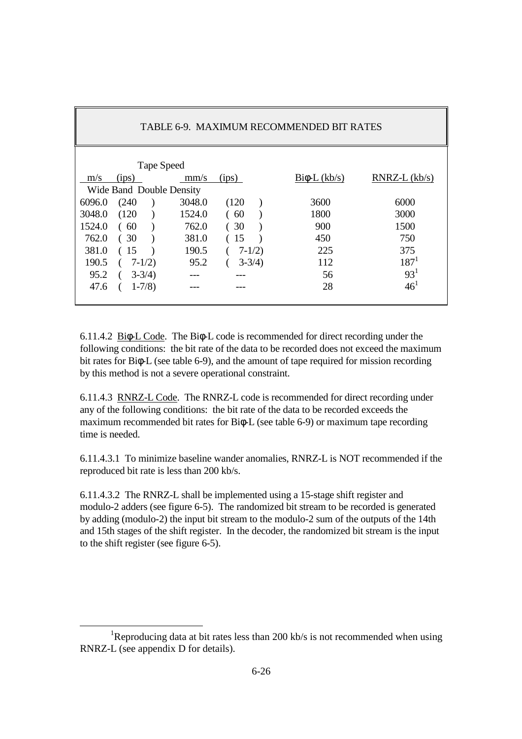TABLE 6-9. MAXIMUM RECOMMENDED BIT RATES

| Tape Speed m/s | (ips) | mm/s | (ips) | BiΦ-L (kb/s) | RNRZ-L (kb/s) |
|---|---|---|---|---|---|
| Wide Band Double Density | | | | | |
| 6096.0 | (240) | 3048.0 | (120) | 3600 | 6000 |
| 3048.0 | (120) | 1524.0 | (60) | 1800 | 3000 |
| 1524.0 | (60) | 762.0 | (30) | 900 | 1500 |
| 762.0 | (30) | 381.0 | (15) | 450 | 750 |
| 381.0 | (15) | 190.5 | (7-1/2) | 225 | 375 |
| 190.5 | (7-1/2) | 95.2 | (3-3/4) | 112 | 187[1] |
| 95.2 | (3-3/4) | --- | --- | 56 | 93[1] |
| 47.6 | (1-7/8) | --- | --- | 28 | 46[1] |

6.11.4.2 <u>BiΦ-L Code</u>. The BiΦ-L code is recommended for direct recording under the following conditions: the bit rate of the data to be recorded does not exceed the maximum bit rates for BiΦ-L (see table 6-9), and the amount of tape required for mission recording by this method is not a severe operational constraint.

6.11.4.3 <u>RNRZ-L Code</u>. The RNRZ-L code is recommended for direct recording under any of the following conditions: the bit rate of the data to be recorded exceeds the maximum recommended bit rates for BiΦ-L (see table 6-9) or maximum tape recording time is needed.

6.11.4.3.1 To minimize baseline wander anomalies, RNRZ-L is NOT recommended if the reproduced bit rate is less than 200 kb/s.

6.11.4.3.2 The RNRZ-L shall be implemented using a 15-stage shift register and modulo-2 adders (see figure 6-5). The randomized bit stream to be recorded is generated by adding (modulo-2) the input bit stream to the modulo-2 sum of the outputs of the 14th and 15th stages of the shift register. In the decoder, the randomized bit stream is the input to the shift register (see figure 6-5).

[1] Reproducing data at bit rates less than 200 kb/s is not recommended when using RNRZ-L (see appendix D for details).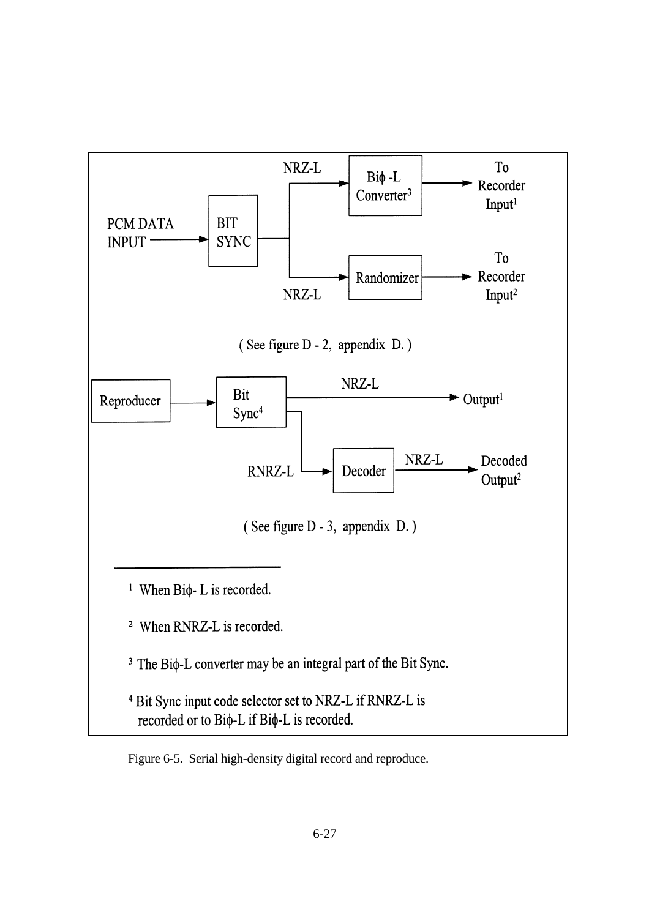NRZ-L

Biϕ -L Converter[3]

To Recorder Input[1]

PCM DATA INPUT

BIT SYNC

To Recorder Input[2]

Randomizer

NRZ-L

( See figure D - 2, appendix D. )

Reproducer

Bit Sync[4]

NRZ-L

Output[1]

RNRZ-L

Decoder

NRZ-L

Decoded Output[2]

( See figure D - 3, appendix D. )

---

[1] When Biϕ- L is recorded.

[2] When RNRZ-L is recorded.

[3] The Biϕ-L converter may be an integral part of the Bit Sync.

[4] Bit Sync input code selector set to NRZ-L if RNRZ-L is recorded or to Biϕ-L if Biϕ-L is recorded.

Figure 6-5. Serial high-density digital record and reproduce.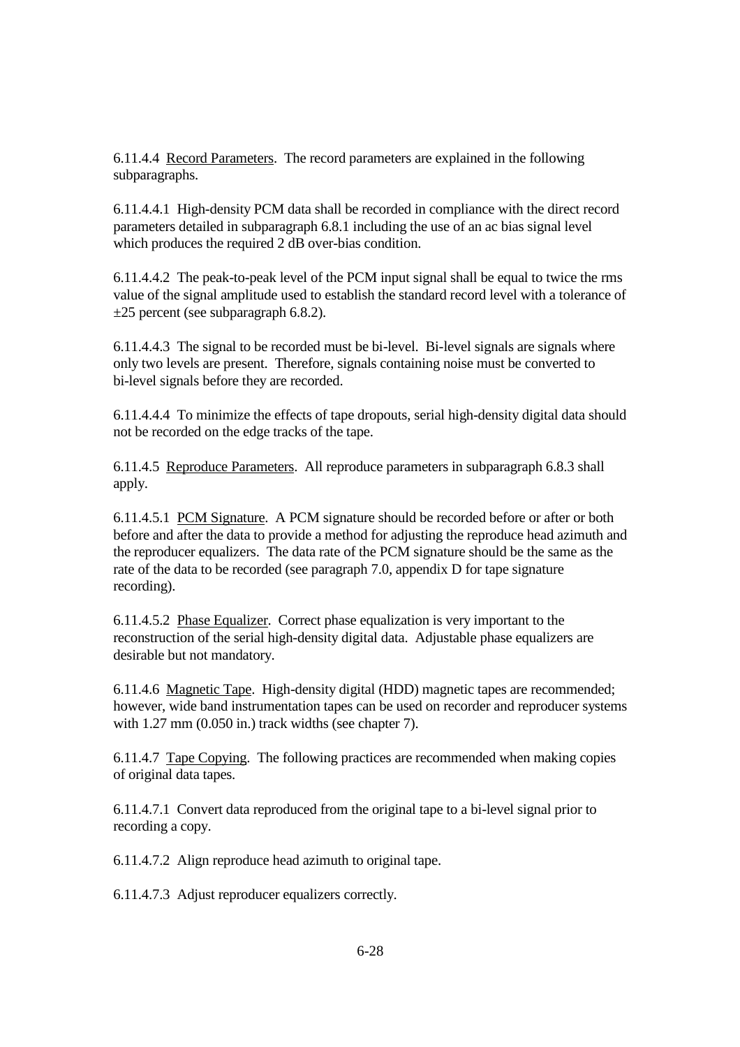6.11.4.4 Record Parameters. The record parameters are explained in the following subparagraphs.

6.11.4.4.1 High-density PCM data shall be recorded in compliance with the direct record parameters detailed in subparagraph 6.8.1 including the use of an ac bias signal level which produces the required 2 dB over-bias condition.

6.11.4.4.2 The peak-to-peak level of the PCM input signal shall be equal to twice the rms value of the signal amplitude used to establish the standard record level with a tolerance of ±25 percent (see subparagraph 6.8.2).

6.11.4.4.3 The signal to be recorded must be bi-level. Bi-level signals are signals where only two levels are present. Therefore, signals containing noise must be converted to bi-level signals before they are recorded.

6.11.4.4.4 To minimize the effects of tape dropouts, serial high-density digital data should not be recorded on the edge tracks of the tape.

6.11.4.5 Reproduce Parameters. All reproduce parameters in subparagraph 6.8.3 shall apply.

6.11.4.5.1 PCM Signature. A PCM signature should be recorded before or after or both before and after the data to provide a method for adjusting the reproduce head azimuth and the reproducer equalizers. The data rate of the PCM signature should be the same as the rate of the data to be recorded (see paragraph 7.0, appendix D for tape signature recording).

6.11.4.5.2 Phase Equalizer. Correct phase equalization is very important to the reconstruction of the serial high-density digital data. Adjustable phase equalizers are desirable but not mandatory.

6.11.4.6 Magnetic Tape. High-density digital (HDD) magnetic tapes are recommended; however, wide band instrumentation tapes can be used on recorder and reproducer systems with 1.27 mm (0.050 in.) track widths (see chapter 7).

6.11.4.7 Tape Copying. The following practices are recommended when making copies of original data tapes.

6.11.4.7.1 Convert data reproduced from the original tape to a bi-level signal prior to recording a copy.

6.11.4.7.2 Align reproduce head azimuth to original tape.

6.11.4.7.3 Adjust reproducer equalizers correctly.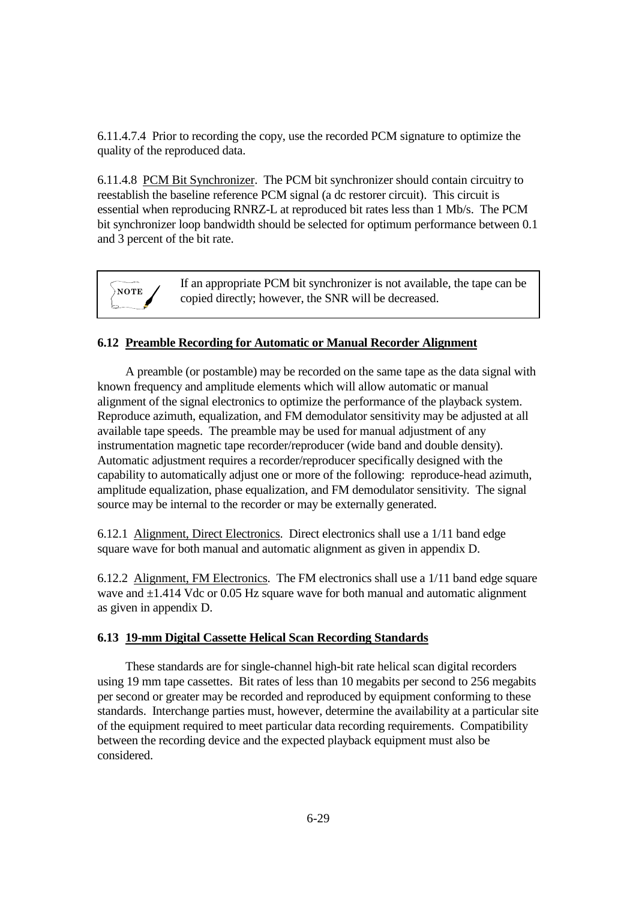6.11.4.7.4 Prior to recording the copy, use the recorded PCM signature to optimize the quality of the reproduced data.

6.11.4.8 PCM Bit Synchronizer. The PCM bit synchronizer should contain circuitry to reestablish the baseline reference PCM signal (a dc restorer circuit). This circuit is essential when reproducing RNRZ-L at reproduced bit rates less than 1 Mb/s. The PCM bit synchronizer loop bandwidth should be selected for optimum performance between 0.1 and 3 percent of the bit rate.

> **NOTE** If an appropriate PCM bit synchronizer is not available, the tape can be copied directly; however, the SNR will be decreased.

## 6.12 Preamble Recording for Automatic or Manual Recorder Alignment

A preamble (or postamble) may be recorded on the same tape as the data signal with known frequency and amplitude elements which will allow automatic or manual alignment of the signal electronics to optimize the performance of the playback system. Reproduce azimuth, equalization, and FM demodulator sensitivity may be adjusted at all available tape speeds. The preamble may be used for manual adjustment of any instrumentation magnetic tape recorder/reproducer (wide band and double density). Automatic adjustment requires a recorder/reproducer specifically designed with the capability to automatically adjust one or more of the following: reproduce-head azimuth, amplitude equalization, phase equalization, and FM demodulator sensitivity. The signal source may be internal to the recorder or may be externally generated.

6.12.1 Alignment, Direct Electronics. Direct electronics shall use a 1/11 band edge square wave for both manual and automatic alignment as given in appendix D.

6.12.2 Alignment, FM Electronics. The FM electronics shall use a 1/11 band edge square wave and ±1.414 Vdc or 0.05 Hz square wave for both manual and automatic alignment as given in appendix D.

## 6.13 19-mm Digital Cassette Helical Scan Recording Standards

These standards are for single-channel high-bit rate helical scan digital recorders using 19 mm tape cassettes. Bit rates of less than 10 megabits per second to 256 megabits per second or greater may be recorded and reproduced by equipment conforming to these standards. Interchange parties must, however, determine the availability at a particular site of the equipment required to meet particular data recording requirements. Compatibility between the recording device and the expected playback equipment must also be considered.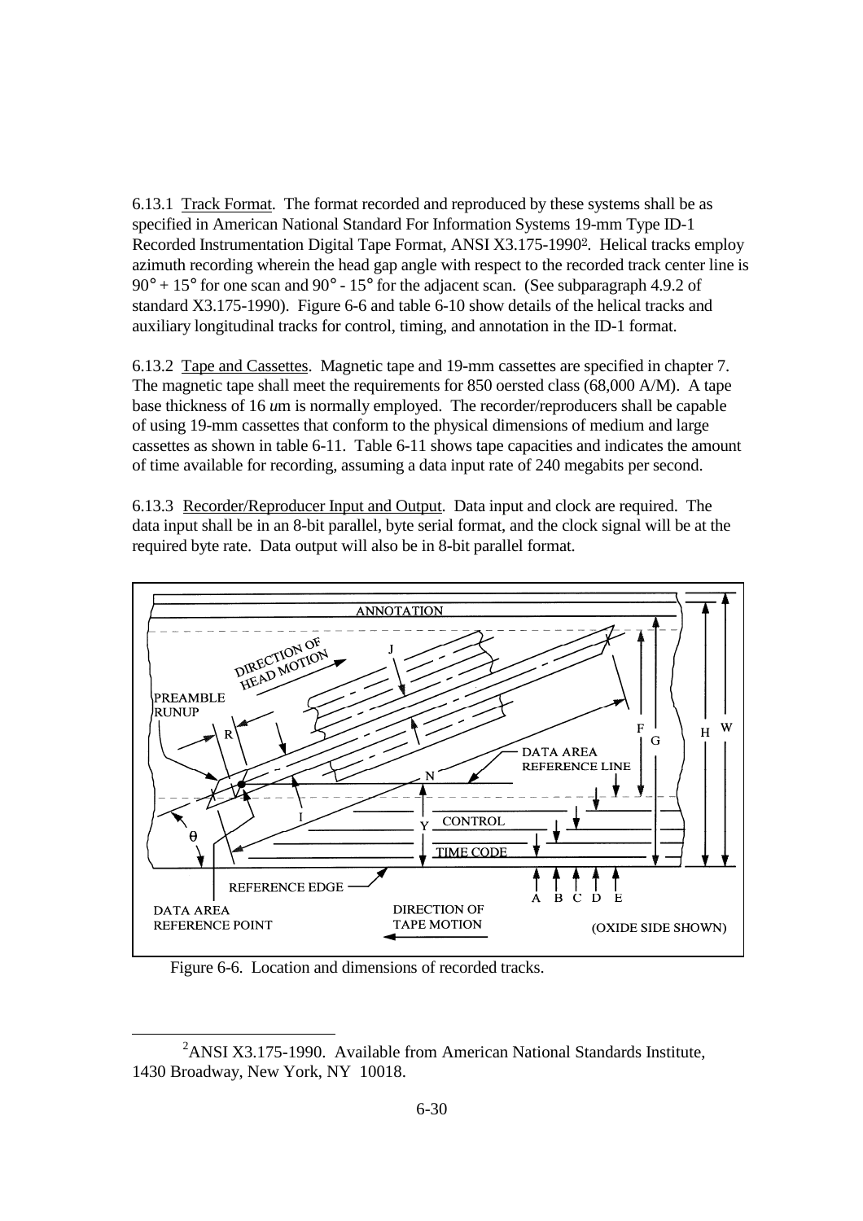6.13.1 Track Format. The format recorded and reproduced by these systems shall be as specified in American National Standard For Information Systems 19-mm Type ID-1 Recorded Instrumentation Digital Tape Format, ANSI X3.175-1990[2]. Helical tracks employ azimuth recording wherein the head gap angle with respect to the recorded track center line is $90^\circ + 15^\circ$ for one scan and $90^\circ - 15^\circ$ for the adjacent scan. (See subparagraph 4.9.2 of standard X3.175-1990). Figure 6-6 and table 6-10 show details of the helical tracks and auxiliary longitudinal tracks for control, timing, and annotation in the ID-1 format.

6.13.2 Tape and Cassettes. Magnetic tape and 19-mm cassettes are specified in chapter 7. The magnetic tape shall meet the requirements for 850 oersted class (68,000 A/M). A tape base thickness of 16 *u*m is normally employed. The recorder/reproducers shall be capable of using 19-mm cassettes that conform to the physical dimensions of medium and large cassettes as shown in table 6-11. Table 6-11 shows tape capacities and indicates the amount of time available for recording, assuming a data input rate of 240 megabits per second.

6.13.3 Recorder/Reproducer Input and Output. Data input and clock are required. The data input shall be in an 8-bit parallel, byte serial format, and the clock signal will be at the required byte rate. Data output will also be in 8-bit parallel format.

ANNOTATION
DIRECTION OF HEAD MOTION
J
PREAMBLE RUNUP
R
F
G
H
W
DATA AREA REFERENCE LINE
N
I
θ
Y
CONTROL
TIME CODE
REFERENCE EDGE
A B C D E
DATA AREA REFERENCE POINT
DIRECTION OF TAPE MOTION
(OXIDE SIDE SHOWN)

Figure 6-6. Location and dimensions of recorded tracks.

[2] ANSI X3.175-1990. Available from American National Standards Institute, 1430 Broadway, New York, NY 10018.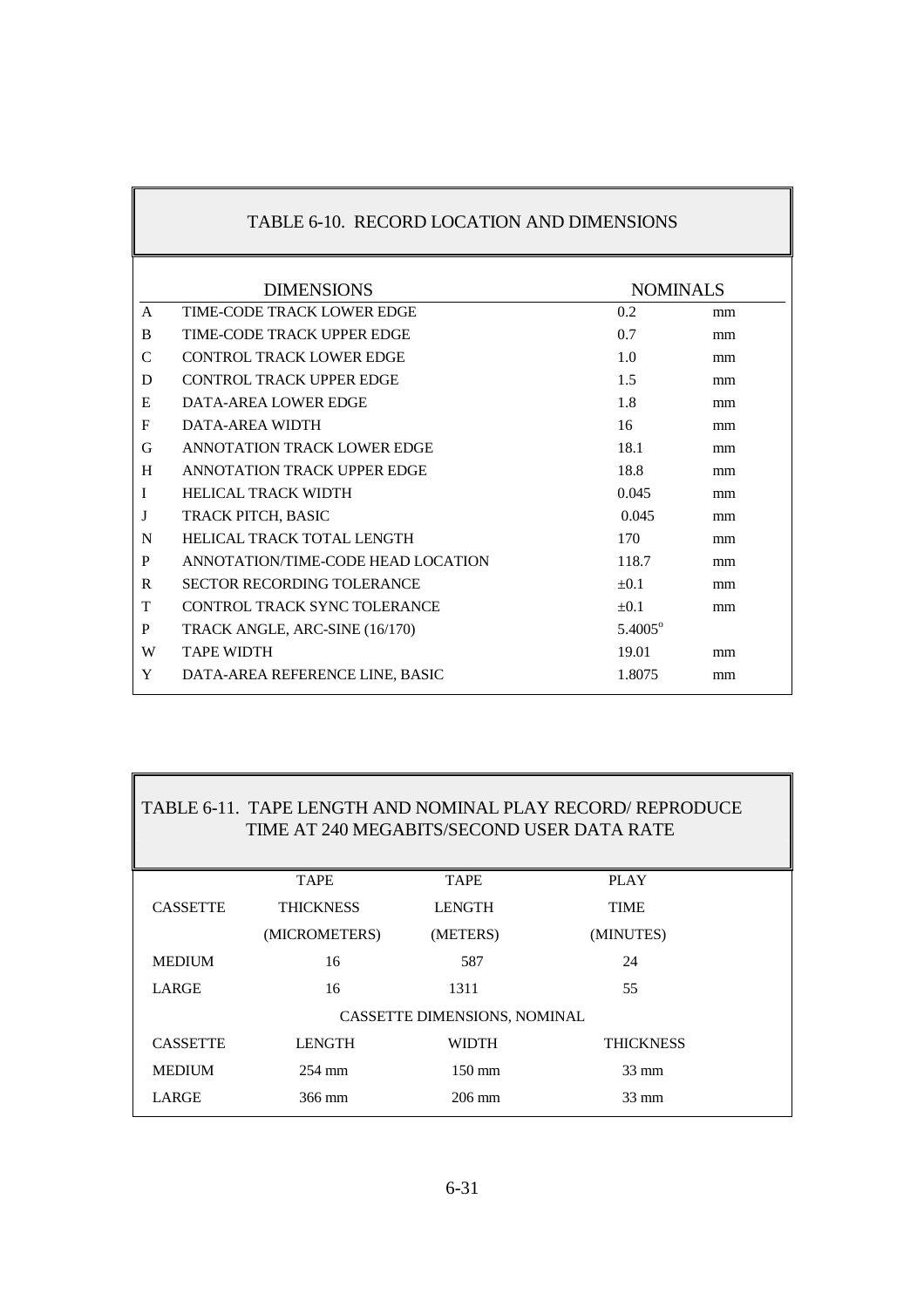## TABLE 6-10. RECORD LOCATION AND DIMENSIONS

| | DIMENSIONS | NOMINALS | |
|---|---|---|---|
| A | TIME-CODE TRACK LOWER EDGE | 0.2 | mm |
| B | TIME-CODE TRACK UPPER EDGE | 0.7 | mm |
| C | CONTROL TRACK LOWER EDGE | 1.0 | mm |
| D | CONTROL TRACK UPPER EDGE | 1.5 | mm |
| E | DATA-AREA LOWER EDGE | 1.8 | mm |
| F | DATA-AREA WIDTH | 16 | mm |
| G | ANNOTATION TRACK LOWER EDGE | 18.1 | mm |
| H | ANNOTATION TRACK UPPER EDGE | 18.8 | mm |
| I | HELICAL TRACK WIDTH | 0.045 | mm |
| J | TRACK PITCH, BASIC | 0.045 | mm |
| N | HELICAL TRACK TOTAL LENGTH | 170 | mm |
| P | ANNOTATION/TIME-CODE HEAD LOCATION | 118.7 | mm |
| R | SECTOR RECORDING TOLERANCE | ±0.1 | mm |
| T | CONTROL TRACK SYNC TOLERANCE | ±0.1 | mm |
| P | TRACK ANGLE, ARC-SINE (16/170) | $5.4005^{o}$ | |
| W | TAPE WIDTH | 19.01 | mm |
| Y | DATA-AREA REFERENCE LINE, BASIC | 1.8075 | mm |

## TABLE 6-11. TAPE LENGTH AND NOMINAL PLAY RECORD/ REPRODUCE TIME AT 240 MEGABITS/SECOND USER DATA RATE

| CASSETTE | TAPE THICKNESS (MICROMETERS) | TAPE LENGTH (METERS) | PLAY TIME (MINUTES) |
|---|---|---|---|
| MEDIUM | 16 | 587 | 24 |
| LARGE | 16 | 1311 | 55 |
| | CASSETTE DIMENSIONS, NOMINAL | | |
| CASSETTE | LENGTH | WIDTH | THICKNESS |
| MEDIUM | 254 mm | 150 mm | 33 mm |
| LARGE | 366 mm | 206 mm | 33 mm |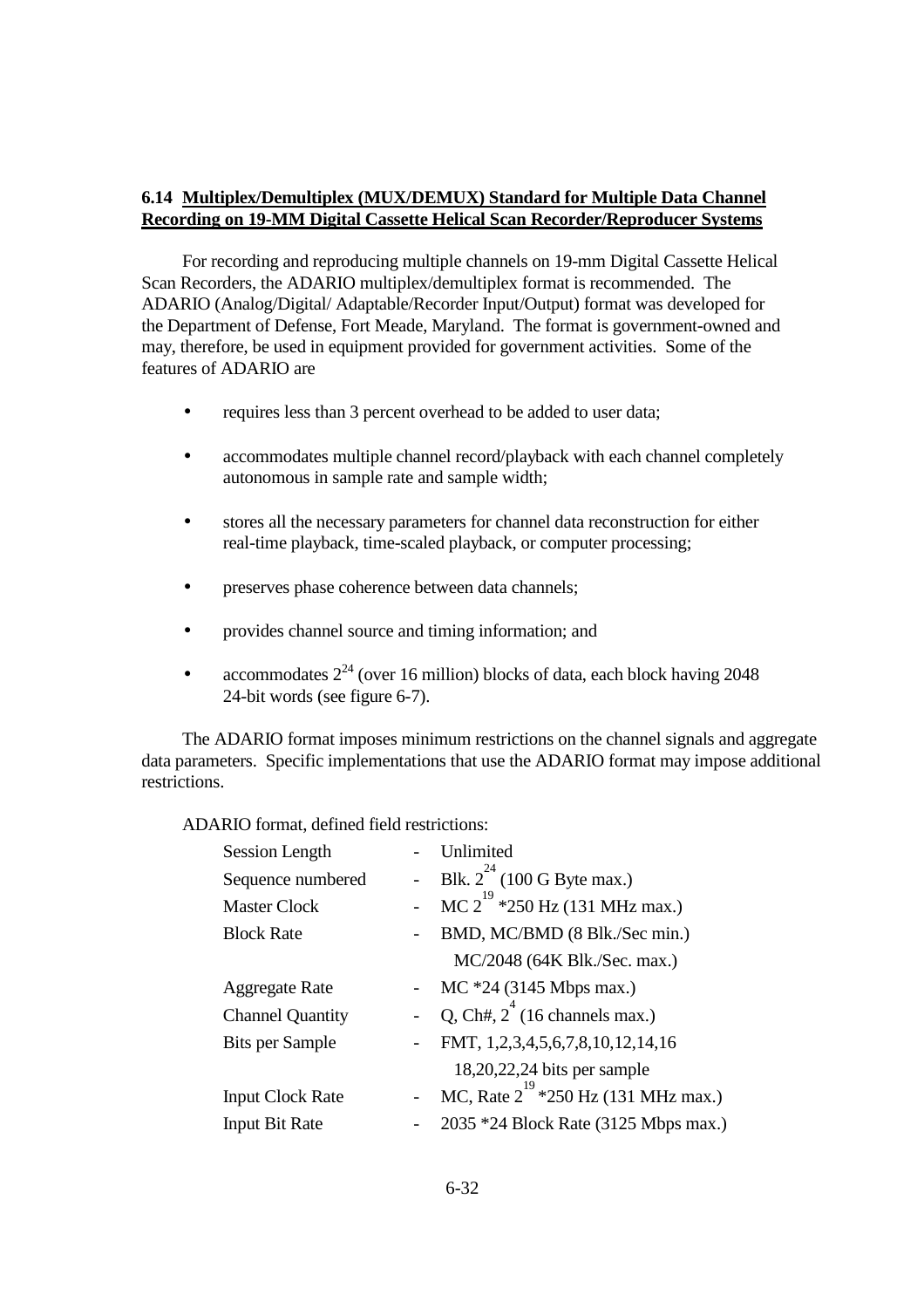### 6.14 Multiplex/Demultiplex (MUX/DEMUX) Standard for Multiple Data Channel Recording on 19-MM Digital Cassette Helical Scan Recorder/Reproducer Systems

For recording and reproducing multiple channels on 19-mm Digital Cassette Helical Scan Recorders, the ADARIO multiplex/demultiplex format is recommended. The ADARIO (Analog/Digital/ Adaptable/Recorder Input/Output) format was developed for the Department of Defense, Fort Meade, Maryland. The format is government-owned and may, therefore, be used in equipment provided for government activities. Some of the features of ADARIO are

- requires less than 3 percent overhead to be added to user data;
- accommodates multiple channel record/playback with each channel completely autonomous in sample rate and sample width;
- stores all the necessary parameters for channel data reconstruction for either real-time playback, time-scaled playback, or computer processing;
- preserves phase coherence between data channels;
- provides channel source and timing information; and
- accommodates $2^{24}$ (over 16 million) blocks of data, each block having 2048 24-bit words (see figure 6-7).

The ADARIO format imposes minimum restrictions on the channel signals and aggregate data parameters. Specific implementations that use the ADARIO format may impose additional restrictions.

ADARIO format, defined field restrictions:

| | | |
|---|---|---|
| Session Length | - | Unlimited |
| Sequence numbered | - | Blk. $2^{24}$ (100 G Byte max.) |
| Master Clock | - | MC $2^{19}$ *250 Hz (131 MHz max.) |
| Block Rate | - | BMD, MC/BMD (8 Blk./Sec min.) |
| | | MC/2048 (64K Blk./Sec. max.) |
| Aggregate Rate | - | MC *24 (3145 Mbps max.) |
| Channel Quantity | - | Q, Ch#, $2^{4}$ (16 channels max.) |
| Bits per Sample | - | FMT, 1,2,3,4,5,6,7,8,10,12,14,16 |
| | | 18,20,22,24 bits per sample |
| Input Clock Rate | - | MC, Rate $2^{19}$ *250 Hz (131 MHz max.) |
| Input Bit Rate | - | 2035 *24 Block Rate (3125 Mbps max.) |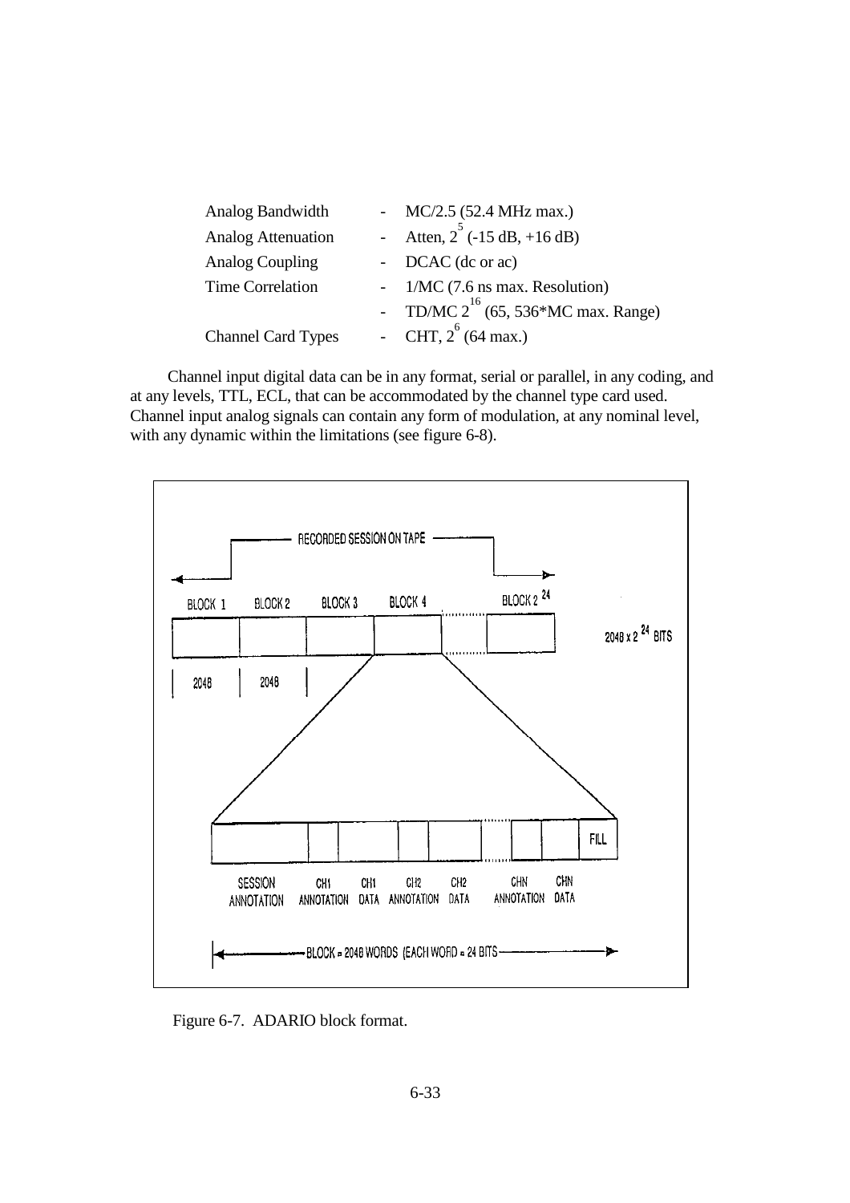| | | |
|---|---|---|
| Analog Bandwidth | - | MC/2.5 (52.4 MHz max.) |
| Analog Attenuation | - | Atten, $2^5$ (-15 dB, +16 dB) |
| Analog Coupling | - | DCAC (dc or ac) |
| Time Correlation | - | 1/MC (7.6 ns max. Resolution) |
| | - | TD/MC $2^{16}$ (65, 536*MC max. Range) |
| Channel Card Types | - | CHT, $2^6$ (64 max.) |

Channel input digital data can be in any format, serial or parallel, in any coding, and at any levels, TTL, ECL, that can be accommodated by the channel type card used. Channel input analog signals can contain any form of modulation, at any nominal level, with any dynamic within the limitations (see figure 6-8).

RECORDED SESSION ON TAPE

BLOCK 1 BLOCK 2 BLOCK 3 BLOCK 4 BLOCK $2^{24}$

2048 2048

2048 x $2^{24}$ BITS

SESSION ANNOTATION CH1 ANNOTATION CH1 DATA CH2 ANNOTATION CH2 DATA CHN ANNOTATION CHN DATA FILL

BLOCK = 2048 WORDS (EACH WORD = 24 BITS

Figure 6-7. ADARIO block format.